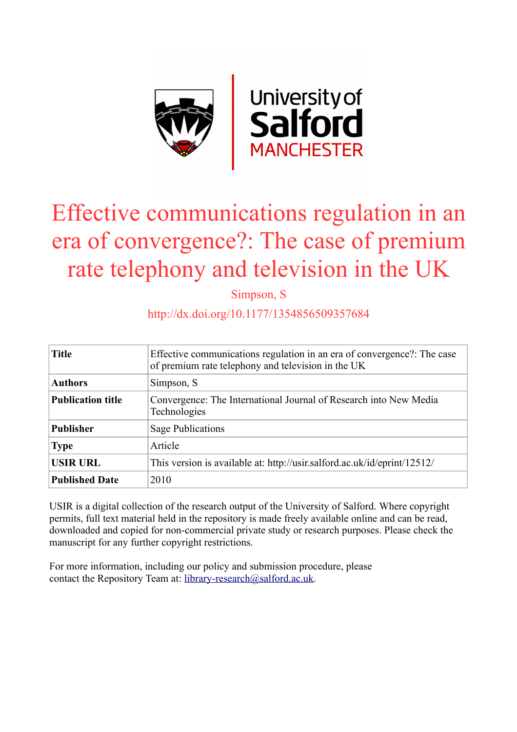# Effective communications regulation in an era of convergence?: The case of premium rate telephony and television in the UK

Simpson, S

http://dx.doi.org/10.1177/1354856509357684

| **Title** | Effective communications regulation in an era of convergence?: The case of premium rate telephony and television in the UK |
|---|---|
| **Authors** | Simpson, S |
| **Publication title** | Convergence: The International Journal of Research into New Media Technologies |
| **Publisher** | Sage Publications |
| **Type** | Article |
| **USIR URL** | This version is available at: http://usir.salford.ac.uk/id/eprint/12512/ |
| **Published Date** | 2010 |

USIR is a digital collection of the research output of the University of Salford. Where copyright permits, full text material held in the repository is made freely available online and can be read, downloaded and copied for non-commercial private study or research purposes. Please check the manuscript for any further copyright restrictions.

For more information, including our policy and submission procedure, please contact the Repository Team at: library-research@salford.ac.uk.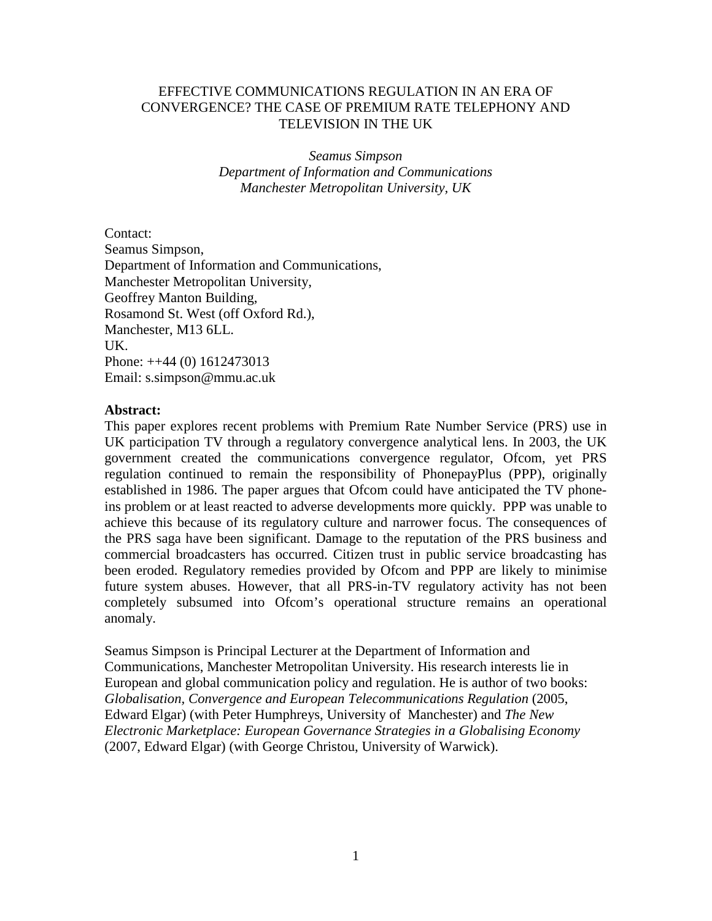# EFFECTIVE COMMUNICATIONS REGULATION IN AN ERA OF CONVERGENCE? THE CASE OF PREMIUM RATE TELEPHONY AND TELEVISION IN THE UK

*Seamus Simpson*
*Department of Information and Communications*
*Manchester Metropolitan University, UK*

Contact:
Seamus Simpson,
Department of Information and Communications,
Manchester Metropolitan University,
Geoffrey Manton Building,
Rosamond St. West (off Oxford Rd.),
Manchester, M13 6LL.
UK.
Phone: ++44 (0) 1612473013
Email: s.simpson@mmu.ac.uk

**Abstract:**
This paper explores recent problems with Premium Rate Number Service (PRS) use in UK participation TV through a regulatory convergence analytical lens. In 2003, the UK government created the communications convergence regulator, Ofcom, yet PRS regulation continued to remain the responsibility of PhonepayPlus (PPP), originally established in 1986. The paper argues that Ofcom could have anticipated the TV phone-ins problem or at least reacted to adverse developments more quickly. PPP was unable to achieve this because of its regulatory culture and narrower focus. The consequences of the PRS saga have been significant. Damage to the reputation of the PRS business and commercial broadcasters has occurred. Citizen trust in public service broadcasting has been eroded. Regulatory remedies provided by Ofcom and PPP are likely to minimise future system abuses. However, that all PRS-in-TV regulatory activity has not been completely subsumed into Ofcom's operational structure remains an operational anomaly.

Seamus Simpson is Principal Lecturer at the Department of Information and Communications, Manchester Metropolitan University. His research interests lie in European and global communication policy and regulation. He is author of two books: *Globalisation, Convergence and European Telecommunications Regulation* (2005, Edward Elgar) (with Peter Humphreys, University of Manchester) and *The New Electronic Marketplace: European Governance Strategies in a Globalising Economy* (2007, Edward Elgar) (with George Christou, University of Warwick).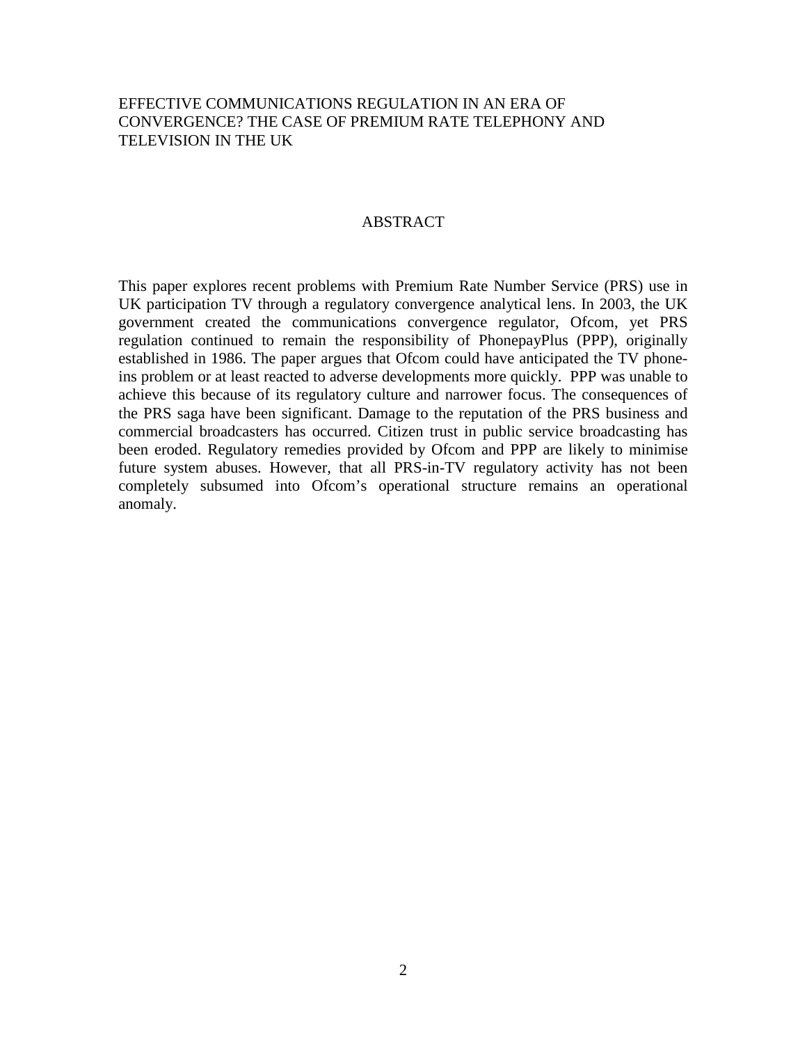# EFFECTIVE COMMUNICATIONS REGULATION IN AN ERA OF CONVERGENCE? THE CASE OF PREMIUM RATE TELEPHONY AND TELEVISION IN THE UK

## ABSTRACT

This paper explores recent problems with Premium Rate Number Service (PRS) use in UK participation TV through a regulatory convergence analytical lens. In 2003, the UK government created the communications convergence regulator, Ofcom, yet PRS regulation continued to remain the responsibility of PhonepayPlus (PPP), originally established in 1986. The paper argues that Ofcom could have anticipated the TV phone-ins problem or at least reacted to adverse developments more quickly. PPP was unable to achieve this because of its regulatory culture and narrower focus. The consequences of the PRS saga have been significant. Damage to the reputation of the PRS business and commercial broadcasters has occurred. Citizen trust in public service broadcasting has been eroded. Regulatory remedies provided by Ofcom and PPP are likely to minimise future system abuses. However, that all PRS-in-TV regulatory activity has not been completely subsumed into Ofcom's operational structure remains an operational anomaly.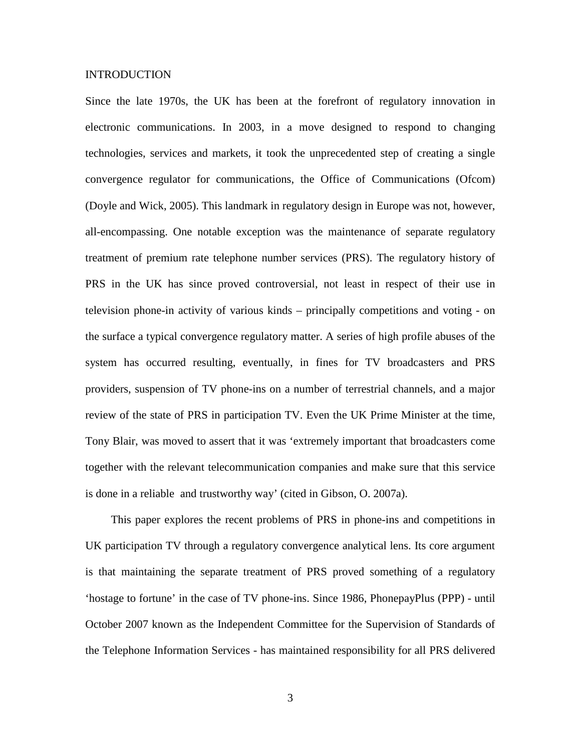# INTRODUCTION

Since the late 1970s, the UK has been at the forefront of regulatory innovation in electronic communications. In 2003, in a move designed to respond to changing technologies, services and markets, it took the unprecedented step of creating a single convergence regulator for communications, the Office of Communications (Ofcom) (Doyle and Wick, 2005). This landmark in regulatory design in Europe was not, however, all-encompassing. One notable exception was the maintenance of separate regulatory treatment of premium rate telephone number services (PRS). The regulatory history of PRS in the UK has since proved controversial, not least in respect of their use in television phone-in activity of various kinds – principally competitions and voting - on the surface a typical convergence regulatory matter. A series of high profile abuses of the system has occurred resulting, eventually, in fines for TV broadcasters and PRS providers, suspension of TV phone-ins on a number of terrestrial channels, and a major review of the state of PRS in participation TV. Even the UK Prime Minister at the time, Tony Blair, was moved to assert that it was 'extremely important that broadcasters come together with the relevant telecommunication companies and make sure that this service is done in a reliable and trustworthy way' (cited in Gibson, O. 2007a).

This paper explores the recent problems of PRS in phone-ins and competitions in UK participation TV through a regulatory convergence analytical lens. Its core argument is that maintaining the separate treatment of PRS proved something of a regulatory 'hostage to fortune' in the case of TV phone-ins. Since 1986, PhonepayPlus (PPP) - until October 2007 known as the Independent Committee for the Supervision of Standards of the Telephone Information Services - has maintained responsibility for all PRS delivered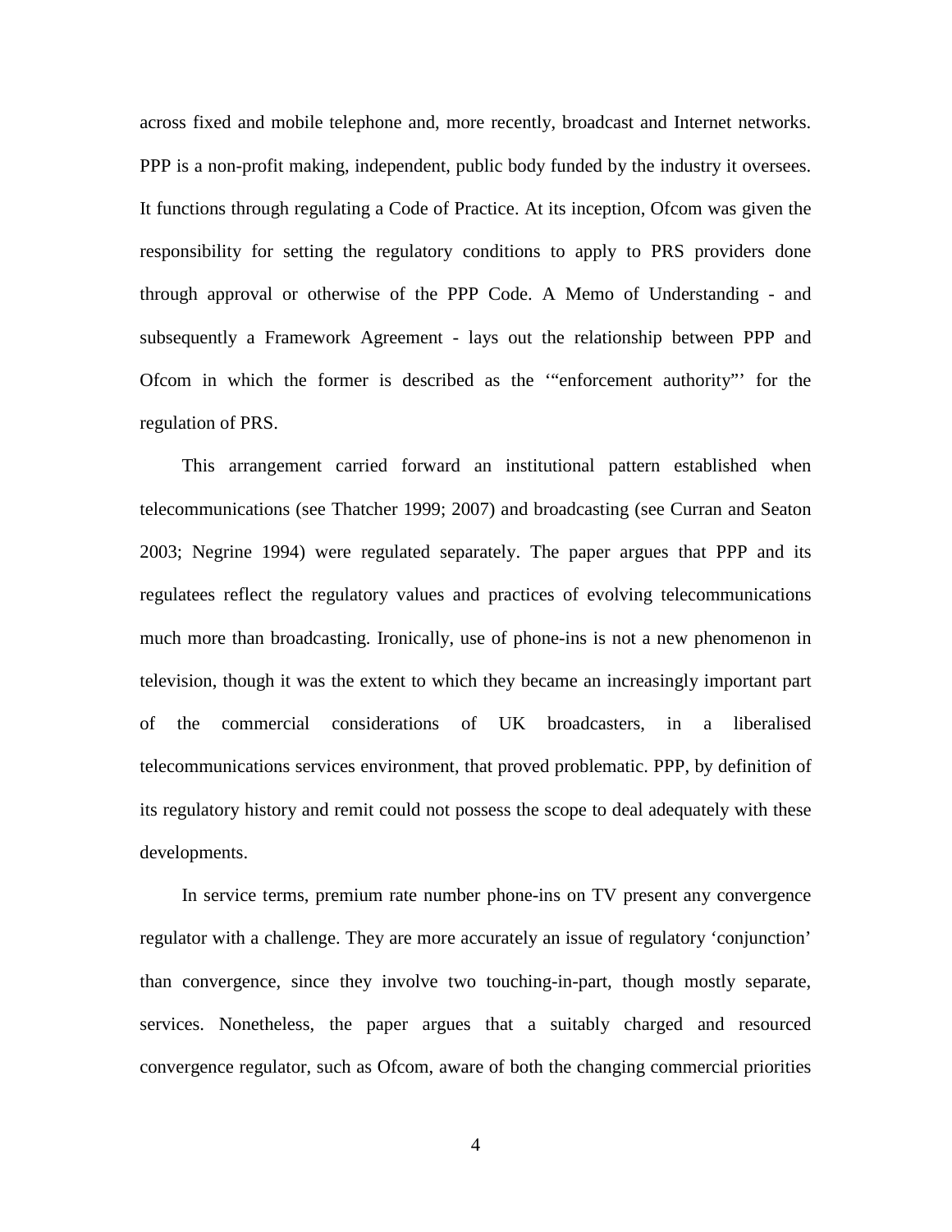across fixed and mobile telephone and, more recently, broadcast and Internet networks. PPP is a non-profit making, independent, public body funded by the industry it oversees. It functions through regulating a Code of Practice. At its inception, Ofcom was given the responsibility for setting the regulatory conditions to apply to PRS providers done through approval or otherwise of the PPP Code. A Memo of Understanding - and subsequently a Framework Agreement - lays out the relationship between PPP and Ofcom in which the former is described as the '"enforcement authority"' for the regulation of PRS.

This arrangement carried forward an institutional pattern established when telecommunications (see Thatcher 1999; 2007) and broadcasting (see Curran and Seaton 2003; Negrine 1994) were regulated separately. The paper argues that PPP and its regulatees reflect the regulatory values and practices of evolving telecommunications much more than broadcasting. Ironically, use of phone-ins is not a new phenomenon in television, though it was the extent to which they became an increasingly important part of the commercial considerations of UK broadcasters, in a liberalised telecommunications services environment, that proved problematic. PPP, by definition of its regulatory history and remit could not possess the scope to deal adequately with these developments.

In service terms, premium rate number phone-ins on TV present any convergence regulator with a challenge. They are more accurately an issue of regulatory 'conjunction' than convergence, since they involve two touching-in-part, though mostly separate, services. Nonetheless, the paper argues that a suitably charged and resourced convergence regulator, such as Ofcom, aware of both the changing commercial priorities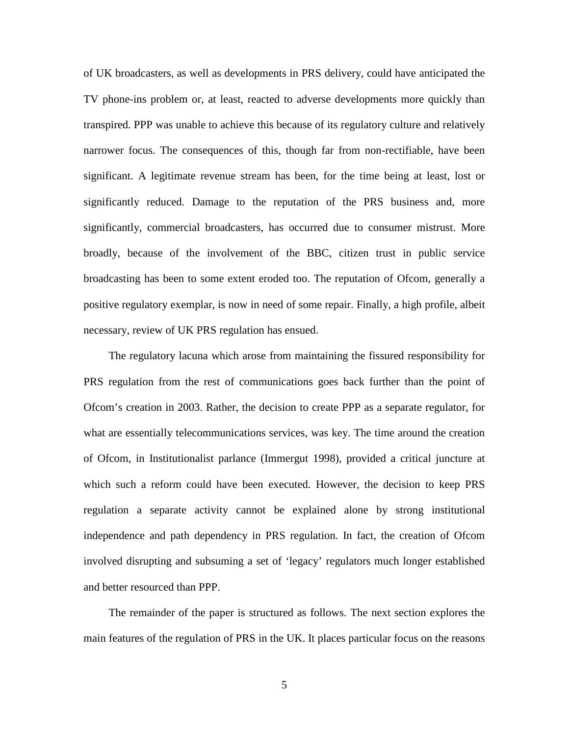of UK broadcasters, as well as developments in PRS delivery, could have anticipated the TV phone-ins problem or, at least, reacted to adverse developments more quickly than transpired. PPP was unable to achieve this because of its regulatory culture and relatively narrower focus. The consequences of this, though far from non-rectifiable, have been significant. A legitimate revenue stream has been, for the time being at least, lost or significantly reduced. Damage to the reputation of the PRS business and, more significantly, commercial broadcasters, has occurred due to consumer mistrust. More broadly, because of the involvement of the BBC, citizen trust in public service broadcasting has been to some extent eroded too. The reputation of Ofcom, generally a positive regulatory exemplar, is now in need of some repair. Finally, a high profile, albeit necessary, review of UK PRS regulation has ensued.

The regulatory lacuna which arose from maintaining the fissured responsibility for PRS regulation from the rest of communications goes back further than the point of Ofcom's creation in 2003. Rather, the decision to create PPP as a separate regulator, for what are essentially telecommunications services, was key. The time around the creation of Ofcom, in Institutionalist parlance (Immergut 1998), provided a critical juncture at which such a reform could have been executed. However, the decision to keep PRS regulation a separate activity cannot be explained alone by strong institutional independence and path dependency in PRS regulation. In fact, the creation of Ofcom involved disrupting and subsuming a set of 'legacy' regulators much longer established and better resourced than PPP.

The remainder of the paper is structured as follows. The next section explores the main features of the regulation of PRS in the UK. It places particular focus on the reasons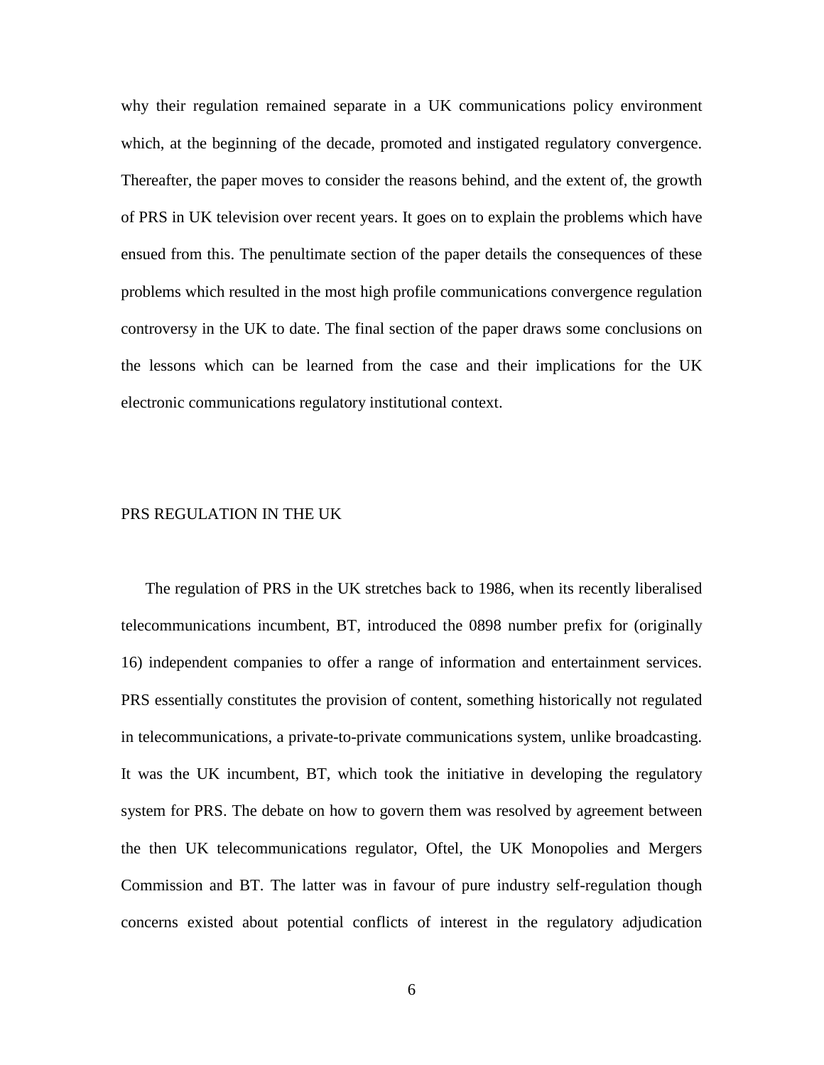why their regulation remained separate in a UK communications policy environment which, at the beginning of the decade, promoted and instigated regulatory convergence. Thereafter, the paper moves to consider the reasons behind, and the extent of, the growth of PRS in UK television over recent years. It goes on to explain the problems which have ensued from this. The penultimate section of the paper details the consequences of these problems which resulted in the most high profile communications convergence regulation controversy in the UK to date. The final section of the paper draws some conclusions on the lessons which can be learned from the case and their implications for the UK electronic communications regulatory institutional context.

## PRS REGULATION IN THE UK

The regulation of PRS in the UK stretches back to 1986, when its recently liberalised telecommunications incumbent, BT, introduced the 0898 number prefix for (originally 16) independent companies to offer a range of information and entertainment services. PRS essentially constitutes the provision of content, something historically not regulated in telecommunications, a private-to-private communications system, unlike broadcasting. It was the UK incumbent, BT, which took the initiative in developing the regulatory system for PRS. The debate on how to govern them was resolved by agreement between the then UK telecommunications regulator, Oftel, the UK Monopolies and Mergers Commission and BT. The latter was in favour of pure industry self-regulation though concerns existed about potential conflicts of interest in the regulatory adjudication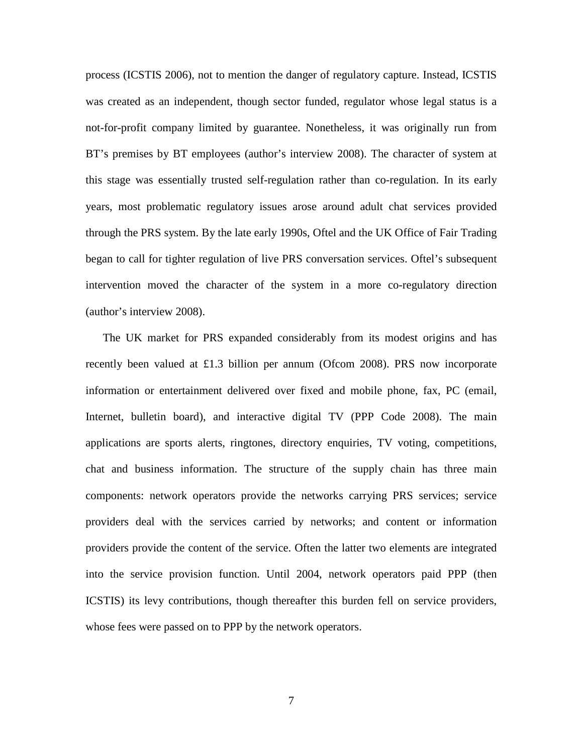process (ICSTIS 2006), not to mention the danger of regulatory capture. Instead, ICSTIS was created as an independent, though sector funded, regulator whose legal status is a not-for-profit company limited by guarantee. Nonetheless, it was originally run from BT's premises by BT employees (author's interview 2008). The character of system at this stage was essentially trusted self-regulation rather than co-regulation. In its early years, most problematic regulatory issues arose around adult chat services provided through the PRS system. By the late early 1990s, Oftel and the UK Office of Fair Trading began to call for tighter regulation of live PRS conversation services. Oftel's subsequent intervention moved the character of the system in a more co-regulatory direction (author's interview 2008).

The UK market for PRS expanded considerably from its modest origins and has recently been valued at £1.3 billion per annum (Ofcom 2008). PRS now incorporate information or entertainment delivered over fixed and mobile phone, fax, PC (email, Internet, bulletin board), and interactive digital TV (PPP Code 2008). The main applications are sports alerts, ringtones, directory enquiries, TV voting, competitions, chat and business information. The structure of the supply chain has three main components: network operators provide the networks carrying PRS services; service providers deal with the services carried by networks; and content or information providers provide the content of the service. Often the latter two elements are integrated into the service provision function. Until 2004, network operators paid PPP (then ICSTIS) its levy contributions, though thereafter this burden fell on service providers, whose fees were passed on to PPP by the network operators.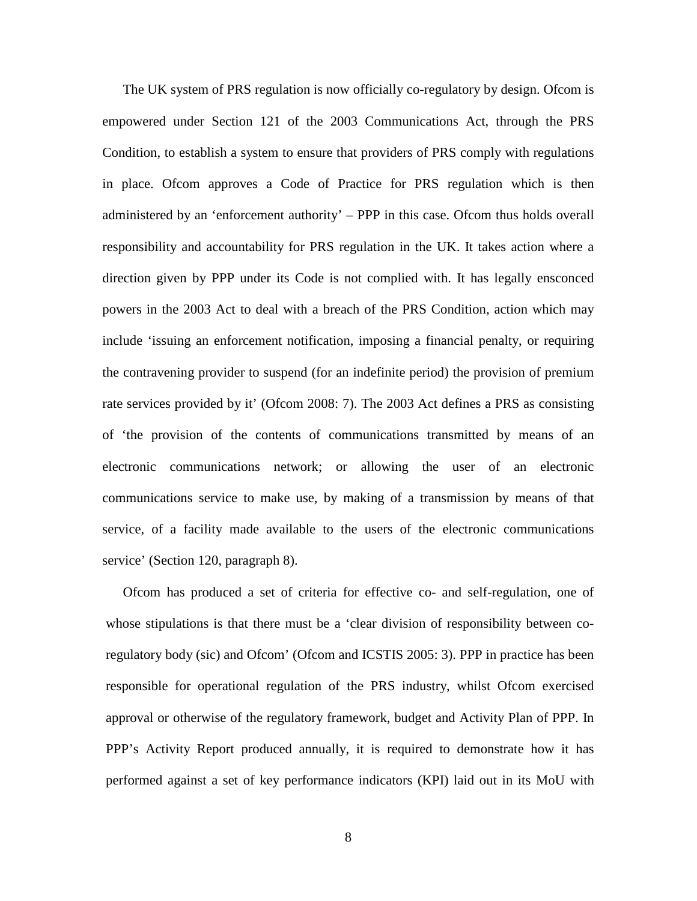The UK system of PRS regulation is now officially co-regulatory by design. Ofcom is empowered under Section 121 of the 2003 Communications Act, through the PRS Condition, to establish a system to ensure that providers of PRS comply with regulations in place. Ofcom approves a Code of Practice for PRS regulation which is then administered by an 'enforcement authority' – PPP in this case. Ofcom thus holds overall responsibility and accountability for PRS regulation in the UK. It takes action where a direction given by PPP under its Code is not complied with. It has legally ensconced powers in the 2003 Act to deal with a breach of the PRS Condition, action which may include 'issuing an enforcement notification, imposing a financial penalty, or requiring the contravening provider to suspend (for an indefinite period) the provision of premium rate services provided by it' (Ofcom 2008: 7). The 2003 Act defines a PRS as consisting of 'the provision of the contents of communications transmitted by means of an electronic communications network; or allowing the user of an electronic communications service to make use, by making of a transmission by means of that service, of a facility made available to the users of the electronic communications service' (Section 120, paragraph 8).

Ofcom has produced a set of criteria for effective co- and self-regulation, one of whose stipulations is that there must be a 'clear division of responsibility between co-regulatory body (sic) and Ofcom' (Ofcom and ICSTIS 2005: 3). PPP in practice has been responsible for operational regulation of the PRS industry, whilst Ofcom exercised approval or otherwise of the regulatory framework, budget and Activity Plan of PPP. In PPP's Activity Report produced annually, it is required to demonstrate how it has performed against a set of key performance indicators (KPI) laid out in its MoU with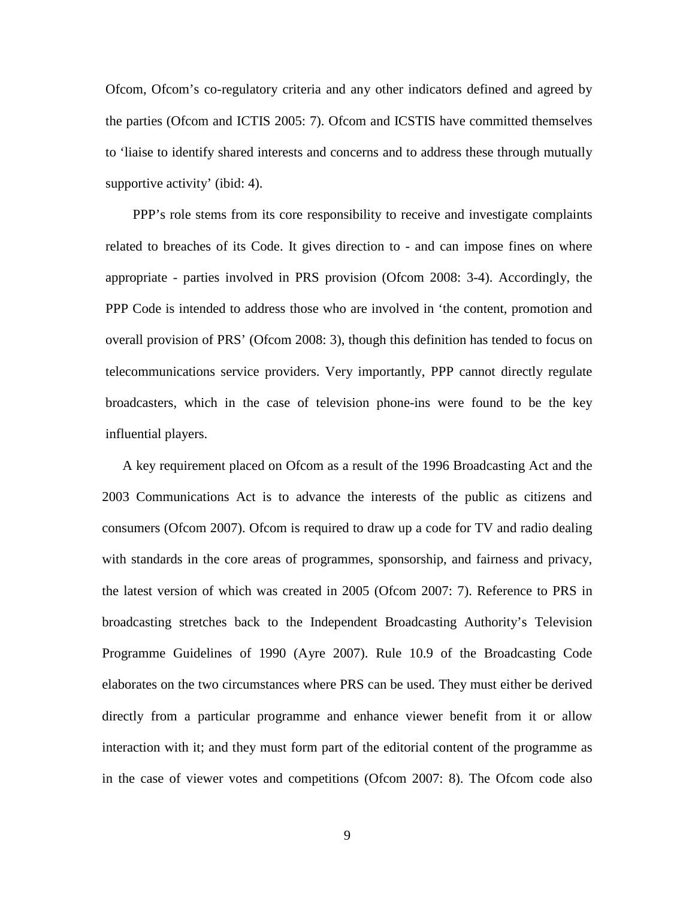Ofcom, Ofcom's co-regulatory criteria and any other indicators defined and agreed by the parties (Ofcom and ICTIS 2005: 7). Ofcom and ICSTIS have committed themselves to 'liaise to identify shared interests and concerns and to address these through mutually supportive activity' (ibid: 4).

PPP's role stems from its core responsibility to receive and investigate complaints related to breaches of its Code. It gives direction to - and can impose fines on where appropriate - parties involved in PRS provision (Ofcom 2008: 3-4). Accordingly, the PPP Code is intended to address those who are involved in 'the content, promotion and overall provision of PRS' (Ofcom 2008: 3), though this definition has tended to focus on telecommunications service providers. Very importantly, PPP cannot directly regulate broadcasters, which in the case of television phone-ins were found to be the key influential players.

A key requirement placed on Ofcom as a result of the 1996 Broadcasting Act and the 2003 Communications Act is to advance the interests of the public as citizens and consumers (Ofcom 2007). Ofcom is required to draw up a code for TV and radio dealing with standards in the core areas of programmes, sponsorship, and fairness and privacy, the latest version of which was created in 2005 (Ofcom 2007: 7). Reference to PRS in broadcasting stretches back to the Independent Broadcasting Authority's Television Programme Guidelines of 1990 (Ayre 2007). Rule 10.9 of the Broadcasting Code elaborates on the two circumstances where PRS can be used. They must either be derived directly from a particular programme and enhance viewer benefit from it or allow interaction with it; and they must form part of the editorial content of the programme as in the case of viewer votes and competitions (Ofcom 2007: 8). The Ofcom code also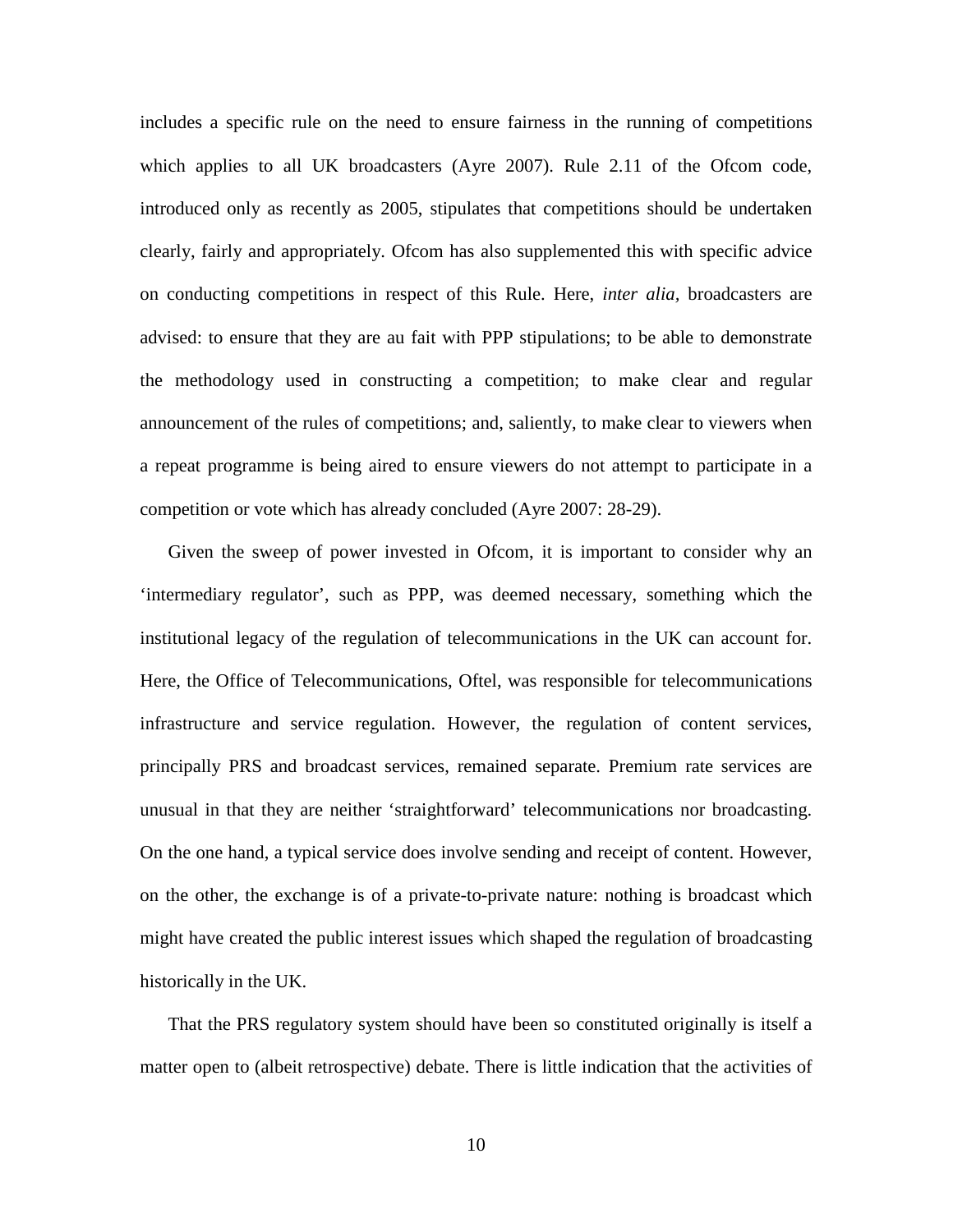includes a specific rule on the need to ensure fairness in the running of competitions which applies to all UK broadcasters (Ayre 2007). Rule 2.11 of the Ofcom code, introduced only as recently as 2005, stipulates that competitions should be undertaken clearly, fairly and appropriately. Ofcom has also supplemented this with specific advice on conducting competitions in respect of this Rule. Here, *inter alia,* broadcasters are advised: to ensure that they are au fait with PPP stipulations; to be able to demonstrate the methodology used in constructing a competition; to make clear and regular announcement of the rules of competitions; and, saliently, to make clear to viewers when a repeat programme is being aired to ensure viewers do not attempt to participate in a competition or vote which has already concluded (Ayre 2007: 28-29).

Given the sweep of power invested in Ofcom, it is important to consider why an 'intermediary regulator', such as PPP, was deemed necessary, something which the institutional legacy of the regulation of telecommunications in the UK can account for. Here, the Office of Telecommunications, Oftel, was responsible for telecommunications infrastructure and service regulation. However, the regulation of content services, principally PRS and broadcast services, remained separate. Premium rate services are unusual in that they are neither 'straightforward' telecommunications nor broadcasting. On the one hand, a typical service does involve sending and receipt of content. However, on the other, the exchange is of a private-to-private nature: nothing is broadcast which might have created the public interest issues which shaped the regulation of broadcasting historically in the UK.

That the PRS regulatory system should have been so constituted originally is itself a matter open to (albeit retrospective) debate. There is little indication that the activities of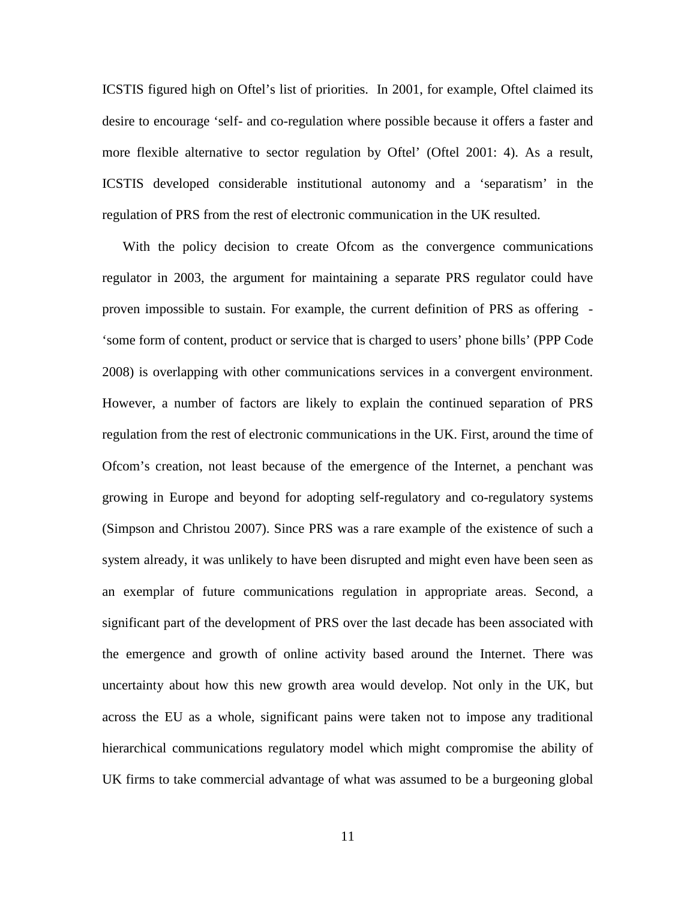ICSTIS figured high on Oftel's list of priorities. In 2001, for example, Oftel claimed its desire to encourage 'self- and co-regulation where possible because it offers a faster and more flexible alternative to sector regulation by Oftel' (Oftel 2001: 4). As a result, ICSTIS developed considerable institutional autonomy and a 'separatism' in the regulation of PRS from the rest of electronic communication in the UK resulted.

With the policy decision to create Ofcom as the convergence communications regulator in 2003, the argument for maintaining a separate PRS regulator could have proven impossible to sustain. For example, the current definition of PRS as offering - 'some form of content, product or service that is charged to users' phone bills' (PPP Code 2008) is overlapping with other communications services in a convergent environment. However, a number of factors are likely to explain the continued separation of PRS regulation from the rest of electronic communications in the UK. First, around the time of Ofcom's creation, not least because of the emergence of the Internet, a penchant was growing in Europe and beyond for adopting self-regulatory and co-regulatory systems (Simpson and Christou 2007). Since PRS was a rare example of the existence of such a system already, it was unlikely to have been disrupted and might even have been seen as an exemplar of future communications regulation in appropriate areas. Second, a significant part of the development of PRS over the last decade has been associated with the emergence and growth of online activity based around the Internet. There was uncertainty about how this new growth area would develop. Not only in the UK, but across the EU as a whole, significant pains were taken not to impose any traditional hierarchical communications regulatory model which might compromise the ability of UK firms to take commercial advantage of what was assumed to be a burgeoning global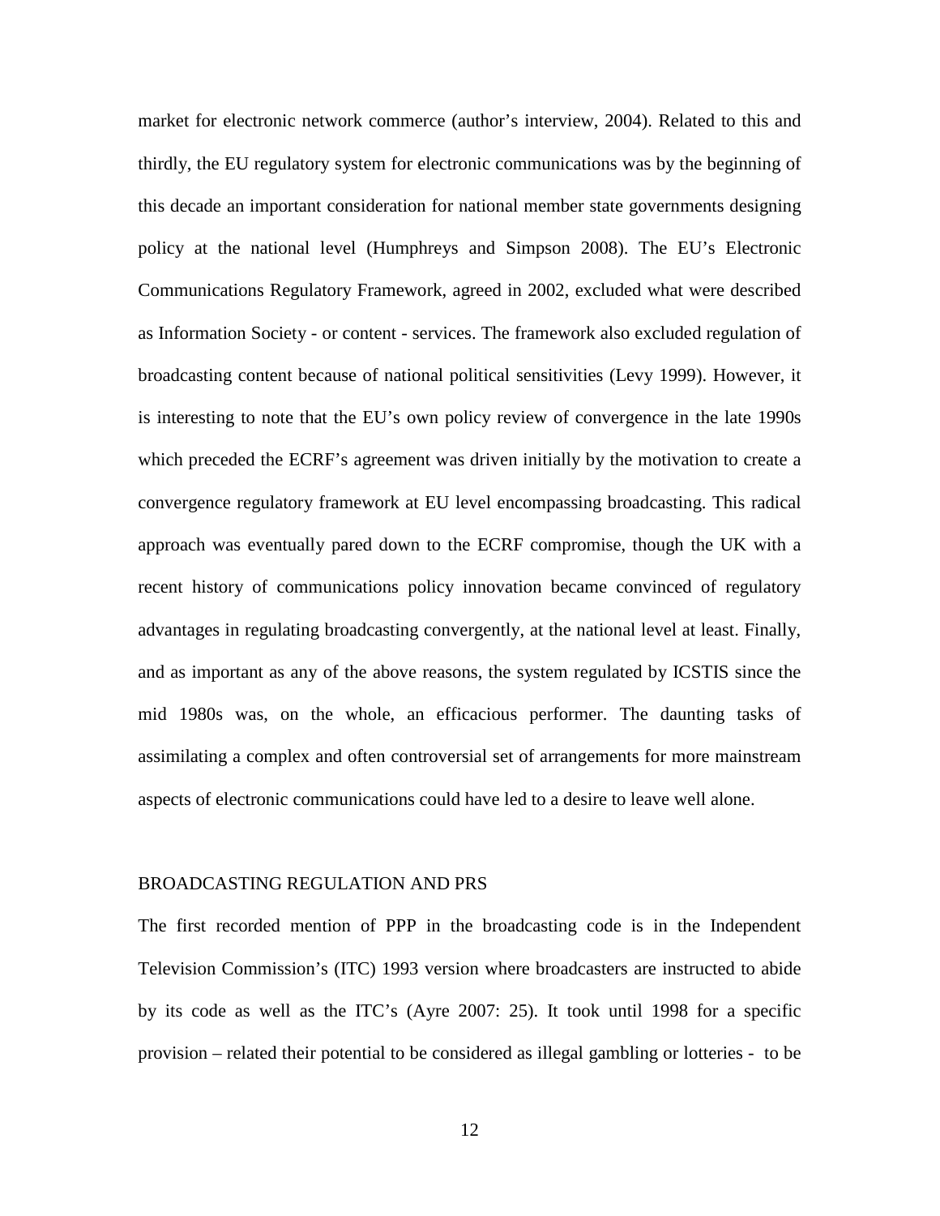market for electronic network commerce (author's interview, 2004). Related to this and thirdly, the EU regulatory system for electronic communications was by the beginning of this decade an important consideration for national member state governments designing policy at the national level (Humphreys and Simpson 2008). The EU's Electronic Communications Regulatory Framework, agreed in 2002, excluded what were described as Information Society - or content - services. The framework also excluded regulation of broadcasting content because of national political sensitivities (Levy 1999). However, it is interesting to note that the EU's own policy review of convergence in the late 1990s which preceded the ECRF's agreement was driven initially by the motivation to create a convergence regulatory framework at EU level encompassing broadcasting. This radical approach was eventually pared down to the ECRF compromise, though the UK with a recent history of communications policy innovation became convinced of regulatory advantages in regulating broadcasting convergently, at the national level at least. Finally, and as important as any of the above reasons, the system regulated by ICSTIS since the mid 1980s was, on the whole, an efficacious performer. The daunting tasks of assimilating a complex and often controversial set of arrangements for more mainstream aspects of electronic communications could have led to a desire to leave well alone.

## BROADCASTING REGULATION AND PRS

The first recorded mention of PPP in the broadcasting code is in the Independent Television Commission's (ITC) 1993 version where broadcasters are instructed to abide by its code as well as the ITC's (Ayre 2007: 25). It took until 1998 for a specific provision – related their potential to be considered as illegal gambling or lotteries - to be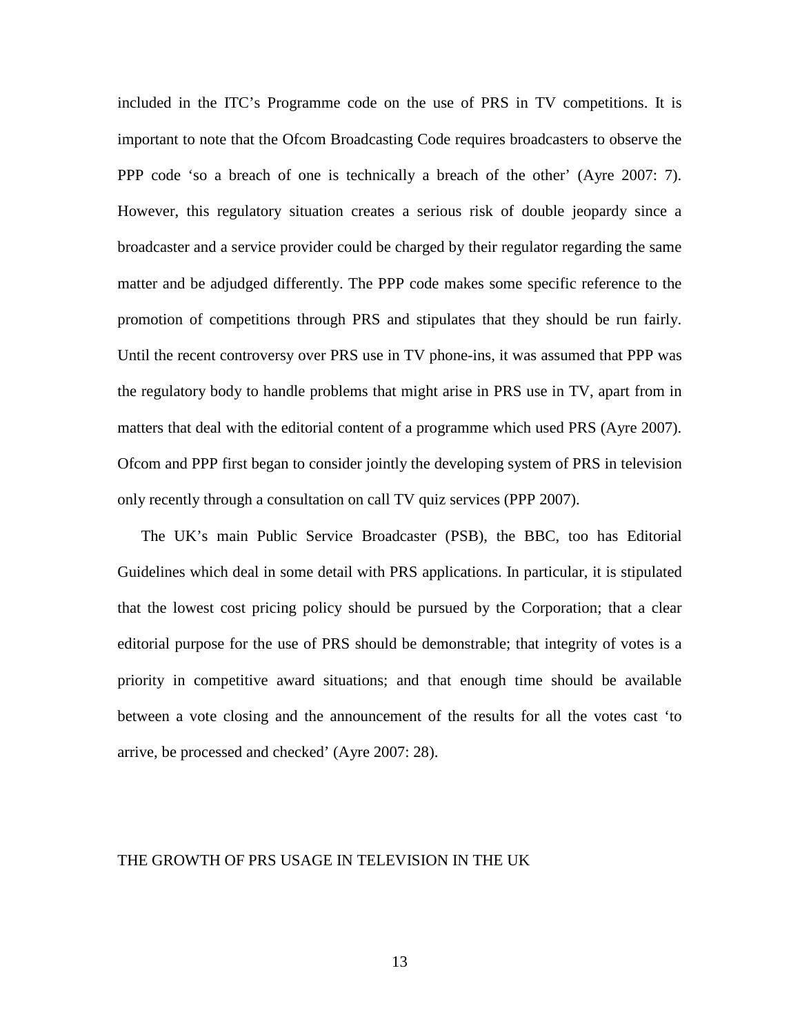included in the ITC's Programme code on the use of PRS in TV competitions. It is important to note that the Ofcom Broadcasting Code requires broadcasters to observe the PPP code 'so a breach of one is technically a breach of the other' (Ayre 2007: 7). However, this regulatory situation creates a serious risk of double jeopardy since a broadcaster and a service provider could be charged by their regulator regarding the same matter and be adjudged differently. The PPP code makes some specific reference to the promotion of competitions through PRS and stipulates that they should be run fairly. Until the recent controversy over PRS use in TV phone-ins, it was assumed that PPP was the regulatory body to handle problems that might arise in PRS use in TV, apart from in matters that deal with the editorial content of a programme which used PRS (Ayre 2007). Ofcom and PPP first began to consider jointly the developing system of PRS in television only recently through a consultation on call TV quiz services (PPP 2007).

The UK's main Public Service Broadcaster (PSB), the BBC, too has Editorial Guidelines which deal in some detail with PRS applications. In particular, it is stipulated that the lowest cost pricing policy should be pursued by the Corporation; that a clear editorial purpose for the use of PRS should be demonstrable; that integrity of votes is a priority in competitive award situations; and that enough time should be available between a vote closing and the announcement of the results for all the votes cast 'to arrive, be processed and checked' (Ayre 2007: 28).

## THE GROWTH OF PRS USAGE IN TELEVISION IN THE UK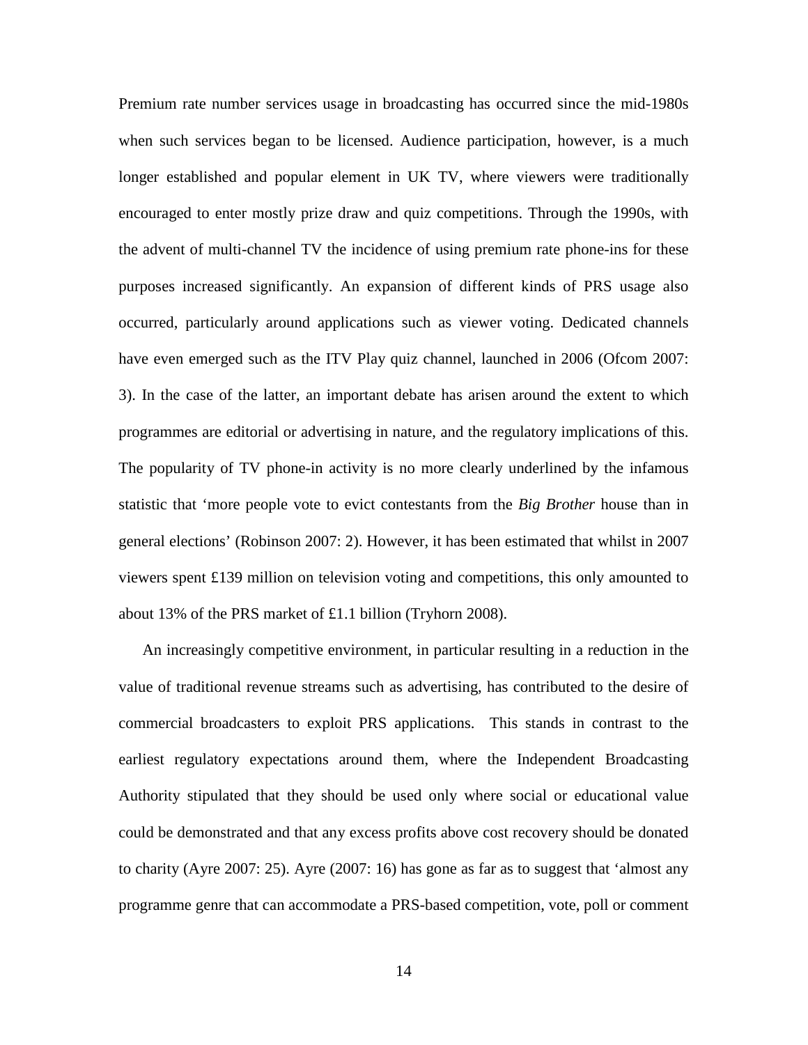Premium rate number services usage in broadcasting has occurred since the mid-1980s when such services began to be licensed. Audience participation, however, is a much longer established and popular element in UK TV, where viewers were traditionally encouraged to enter mostly prize draw and quiz competitions. Through the 1990s, with the advent of multi-channel TV the incidence of using premium rate phone-ins for these purposes increased significantly. An expansion of different kinds of PRS usage also occurred, particularly around applications such as viewer voting. Dedicated channels have even emerged such as the ITV Play quiz channel, launched in 2006 (Ofcom 2007: 3). In the case of the latter, an important debate has arisen around the extent to which programmes are editorial or advertising in nature, and the regulatory implications of this. The popularity of TV phone-in activity is no more clearly underlined by the infamous statistic that 'more people vote to evict contestants from the *Big Brother* house than in general elections' (Robinson 2007: 2). However, it has been estimated that whilst in 2007 viewers spent £139 million on television voting and competitions, this only amounted to about 13% of the PRS market of £1.1 billion (Tryhorn 2008).

An increasingly competitive environment, in particular resulting in a reduction in the value of traditional revenue streams such as advertising, has contributed to the desire of commercial broadcasters to exploit PRS applications. This stands in contrast to the earliest regulatory expectations around them, where the Independent Broadcasting Authority stipulated that they should be used only where social or educational value could be demonstrated and that any excess profits above cost recovery should be donated to charity (Ayre 2007: 25). Ayre (2007: 16) has gone as far as to suggest that 'almost any programme genre that can accommodate a PRS-based competition, vote, poll or comment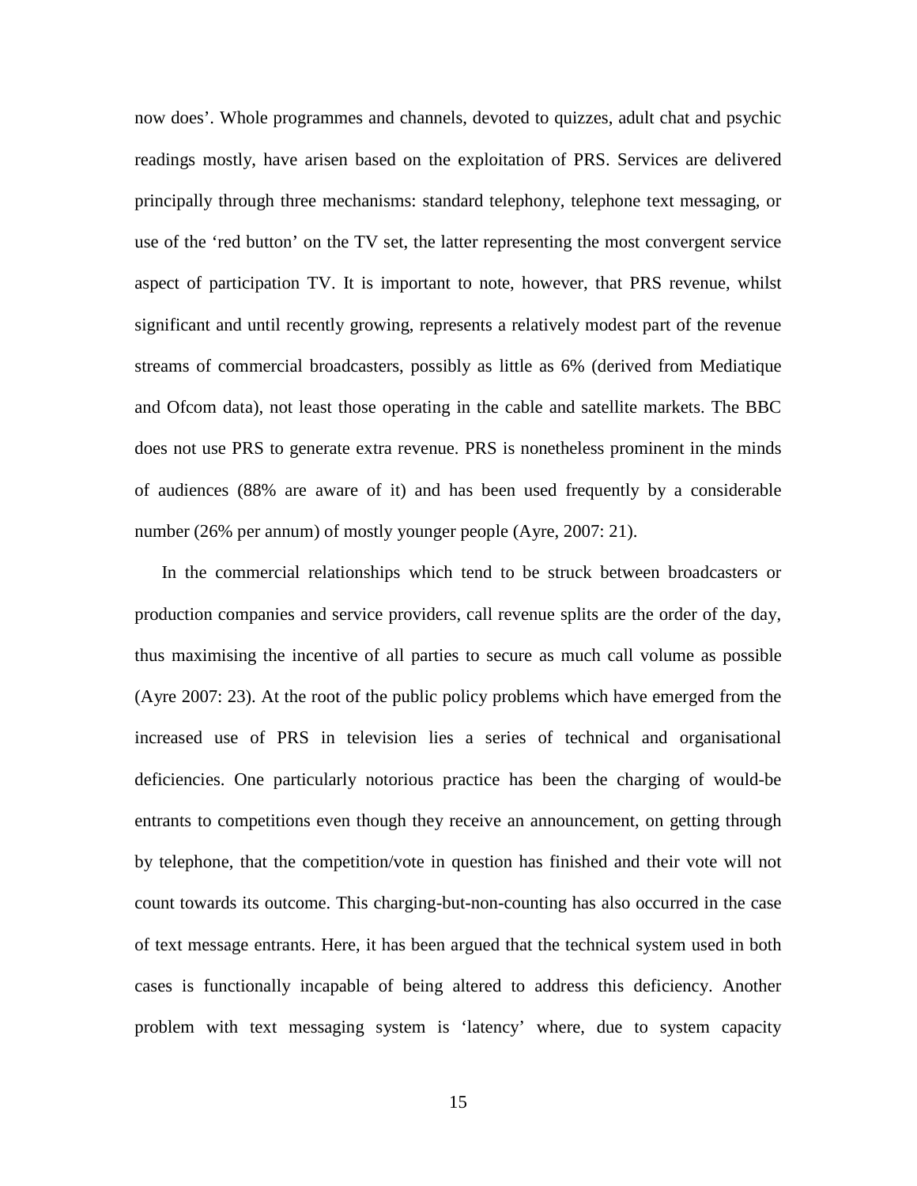now does'. Whole programmes and channels, devoted to quizzes, adult chat and psychic readings mostly, have arisen based on the exploitation of PRS. Services are delivered principally through three mechanisms: standard telephony, telephone text messaging, or use of the 'red button' on the TV set, the latter representing the most convergent service aspect of participation TV. It is important to note, however, that PRS revenue, whilst significant and until recently growing, represents a relatively modest part of the revenue streams of commercial broadcasters, possibly as little as 6% (derived from Mediatique and Ofcom data), not least those operating in the cable and satellite markets. The BBC does not use PRS to generate extra revenue. PRS is nonetheless prominent in the minds of audiences (88% are aware of it) and has been used frequently by a considerable number (26% per annum) of mostly younger people (Ayre, 2007: 21).

In the commercial relationships which tend to be struck between broadcasters or production companies and service providers, call revenue splits are the order of the day, thus maximising the incentive of all parties to secure as much call volume as possible (Ayre 2007: 23). At the root of the public policy problems which have emerged from the increased use of PRS in television lies a series of technical and organisational deficiencies. One particularly notorious practice has been the charging of would-be entrants to competitions even though they receive an announcement, on getting through by telephone, that the competition/vote in question has finished and their vote will not count towards its outcome. This charging-but-non-counting has also occurred in the case of text message entrants. Here, it has been argued that the technical system used in both cases is functionally incapable of being altered to address this deficiency. Another problem with text messaging system is 'latency' where, due to system capacity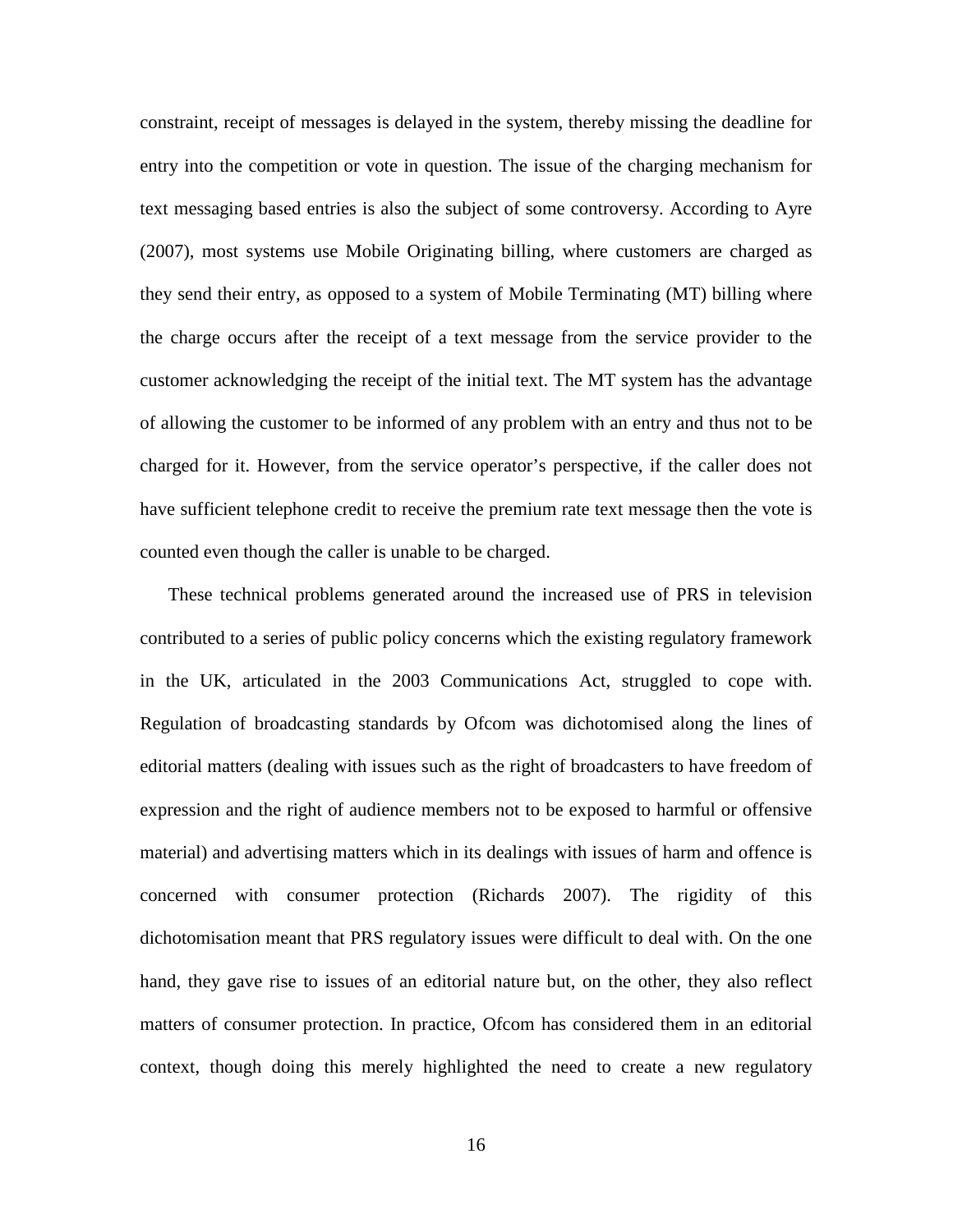constraint, receipt of messages is delayed in the system, thereby missing the deadline for entry into the competition or vote in question. The issue of the charging mechanism for text messaging based entries is also the subject of some controversy. According to Ayre (2007), most systems use Mobile Originating billing, where customers are charged as they send their entry, as opposed to a system of Mobile Terminating (MT) billing where the charge occurs after the receipt of a text message from the service provider to the customer acknowledging the receipt of the initial text. The MT system has the advantage of allowing the customer to be informed of any problem with an entry and thus not to be charged for it. However, from the service operator's perspective, if the caller does not have sufficient telephone credit to receive the premium rate text message then the vote is counted even though the caller is unable to be charged.

These technical problems generated around the increased use of PRS in television contributed to a series of public policy concerns which the existing regulatory framework in the UK, articulated in the 2003 Communications Act, struggled to cope with. Regulation of broadcasting standards by Ofcom was dichotomised along the lines of editorial matters (dealing with issues such as the right of broadcasters to have freedom of expression and the right of audience members not to be exposed to harmful or offensive material) and advertising matters which in its dealings with issues of harm and offence is concerned with consumer protection (Richards 2007). The rigidity of this dichotomisation meant that PRS regulatory issues were difficult to deal with. On the one hand, they gave rise to issues of an editorial nature but, on the other, they also reflect matters of consumer protection. In practice, Ofcom has considered them in an editorial context, though doing this merely highlighted the need to create a new regulatory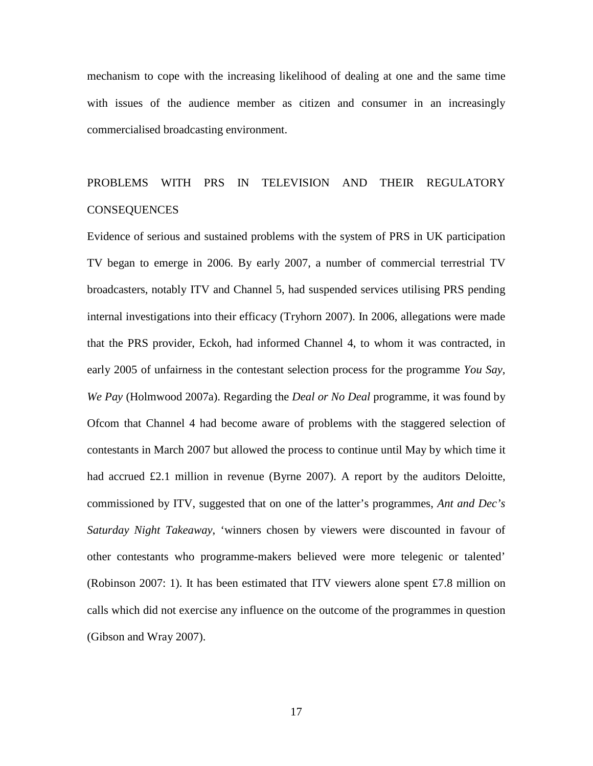mechanism to cope with the increasing likelihood of dealing at one and the same time with issues of the audience member as citizen and consumer in an increasingly commercialised broadcasting environment.

## PROBLEMS WITH PRS IN TELEVISION AND THEIR REGULATORY CONSEQUENCES

Evidence of serious and sustained problems with the system of PRS in UK participation TV began to emerge in 2006. By early 2007, a number of commercial terrestrial TV broadcasters, notably ITV and Channel 5, had suspended services utilising PRS pending internal investigations into their efficacy (Tryhorn 2007). In 2006, allegations were made that the PRS provider, Eckoh, had informed Channel 4, to whom it was contracted, in early 2005 of unfairness in the contestant selection process for the programme *You Say, We Pay* (Holmwood 2007a). Regarding the *Deal or No Deal* programme, it was found by Ofcom that Channel 4 had become aware of problems with the staggered selection of contestants in March 2007 but allowed the process to continue until May by which time it had accrued £2.1 million in revenue (Byrne 2007). A report by the auditors Deloitte, commissioned by ITV, suggested that on one of the latter's programmes, *Ant and Dec's Saturday Night Takeaway*, 'winners chosen by viewers were discounted in favour of other contestants who programme-makers believed were more telegenic or talented' (Robinson 2007: 1). It has been estimated that ITV viewers alone spent £7.8 million on calls which did not exercise any influence on the outcome of the programmes in question (Gibson and Wray 2007).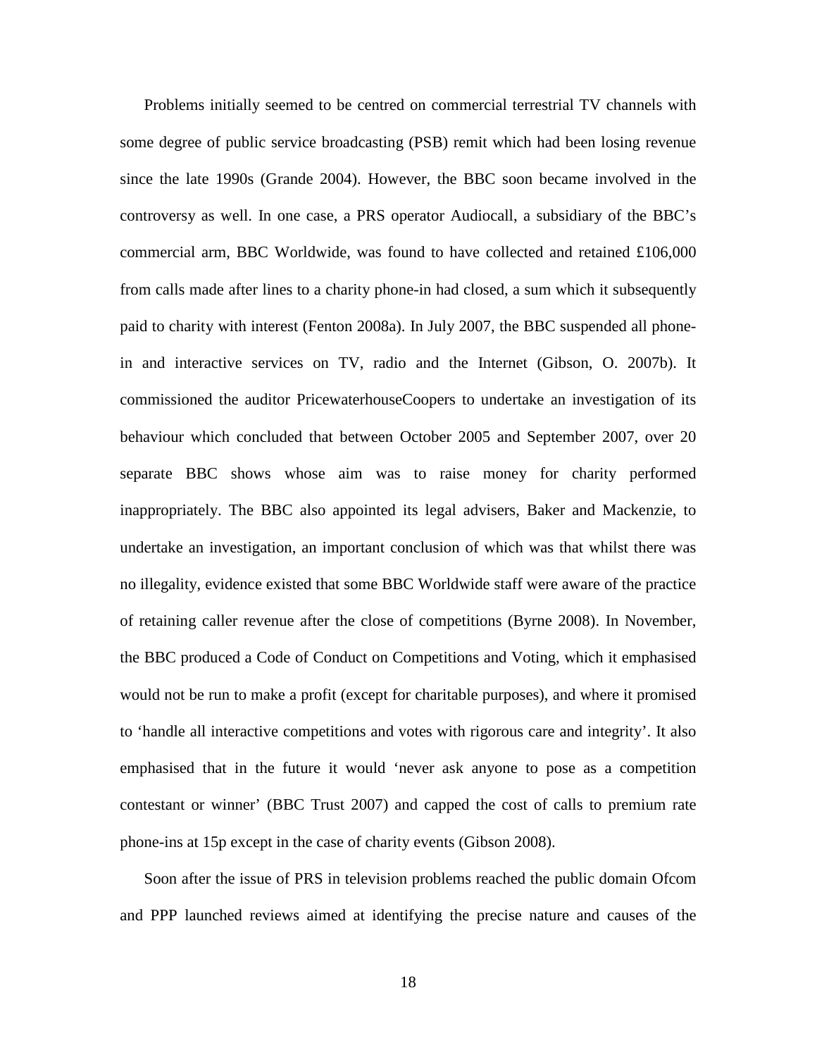Problems initially seemed to be centred on commercial terrestrial TV channels with some degree of public service broadcasting (PSB) remit which had been losing revenue since the late 1990s (Grande 2004). However, the BBC soon became involved in the controversy as well. In one case, a PRS operator Audiocall, a subsidiary of the BBC's commercial arm, BBC Worldwide, was found to have collected and retained £106,000 from calls made after lines to a charity phone-in had closed, a sum which it subsequently paid to charity with interest (Fenton 2008a). In July 2007, the BBC suspended all phone-in and interactive services on TV, radio and the Internet (Gibson, O. 2007b). It commissioned the auditor PricewaterhouseCoopers to undertake an investigation of its behaviour which concluded that between October 2005 and September 2007, over 20 separate BBC shows whose aim was to raise money for charity performed inappropriately. The BBC also appointed its legal advisers, Baker and Mackenzie, to undertake an investigation, an important conclusion of which was that whilst there was no illegality, evidence existed that some BBC Worldwide staff were aware of the practice of retaining caller revenue after the close of competitions (Byrne 2008). In November, the BBC produced a Code of Conduct on Competitions and Voting, which it emphasised would not be run to make a profit (except for charitable purposes), and where it promised to 'handle all interactive competitions and votes with rigorous care and integrity'. It also emphasised that in the future it would 'never ask anyone to pose as a competition contestant or winner' (BBC Trust 2007) and capped the cost of calls to premium rate phone-ins at 15p except in the case of charity events (Gibson 2008).

Soon after the issue of PRS in television problems reached the public domain Ofcom and PPP launched reviews aimed at identifying the precise nature and causes of the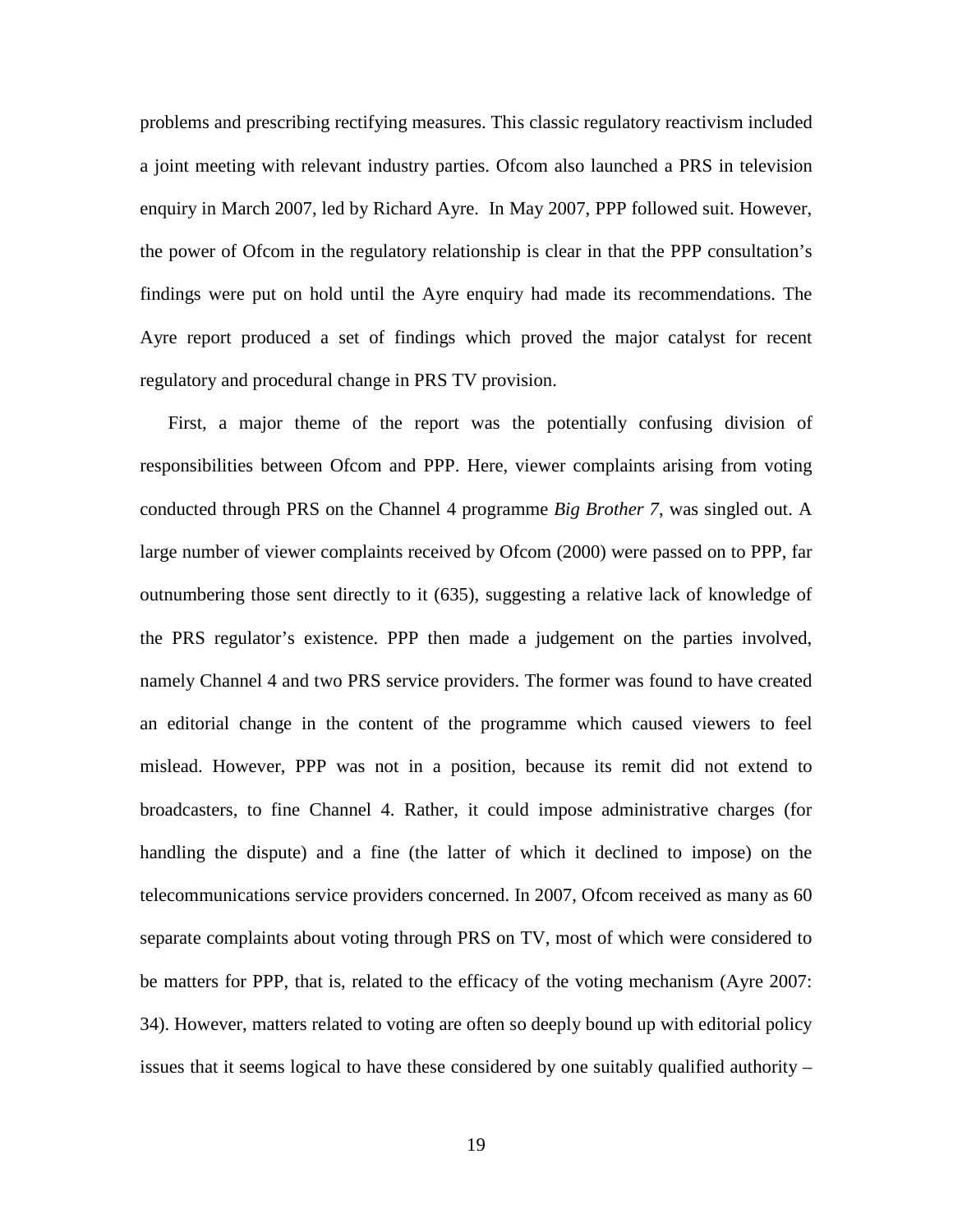problems and prescribing rectifying measures. This classic regulatory reactivism included a joint meeting with relevant industry parties. Ofcom also launched a PRS in television enquiry in March 2007, led by Richard Ayre. In May 2007, PPP followed suit. However, the power of Ofcom in the regulatory relationship is clear in that the PPP consultation's findings were put on hold until the Ayre enquiry had made its recommendations. The Ayre report produced a set of findings which proved the major catalyst for recent regulatory and procedural change in PRS TV provision.

First, a major theme of the report was the potentially confusing division of responsibilities between Ofcom and PPP. Here, viewer complaints arising from voting conducted through PRS on the Channel 4 programme *Big Brother 7*, was singled out. A large number of viewer complaints received by Ofcom (2000) were passed on to PPP, far outnumbering those sent directly to it (635), suggesting a relative lack of knowledge of the PRS regulator's existence. PPP then made a judgement on the parties involved, namely Channel 4 and two PRS service providers. The former was found to have created an editorial change in the content of the programme which caused viewers to feel mislead. However, PPP was not in a position, because its remit did not extend to broadcasters, to fine Channel 4. Rather, it could impose administrative charges (for handling the dispute) and a fine (the latter of which it declined to impose) on the telecommunications service providers concerned. In 2007, Ofcom received as many as 60 separate complaints about voting through PRS on TV, most of which were considered to be matters for PPP, that is, related to the efficacy of the voting mechanism (Ayre 2007: 34). However, matters related to voting are often so deeply bound up with editorial policy issues that it seems logical to have these considered by one suitably qualified authority –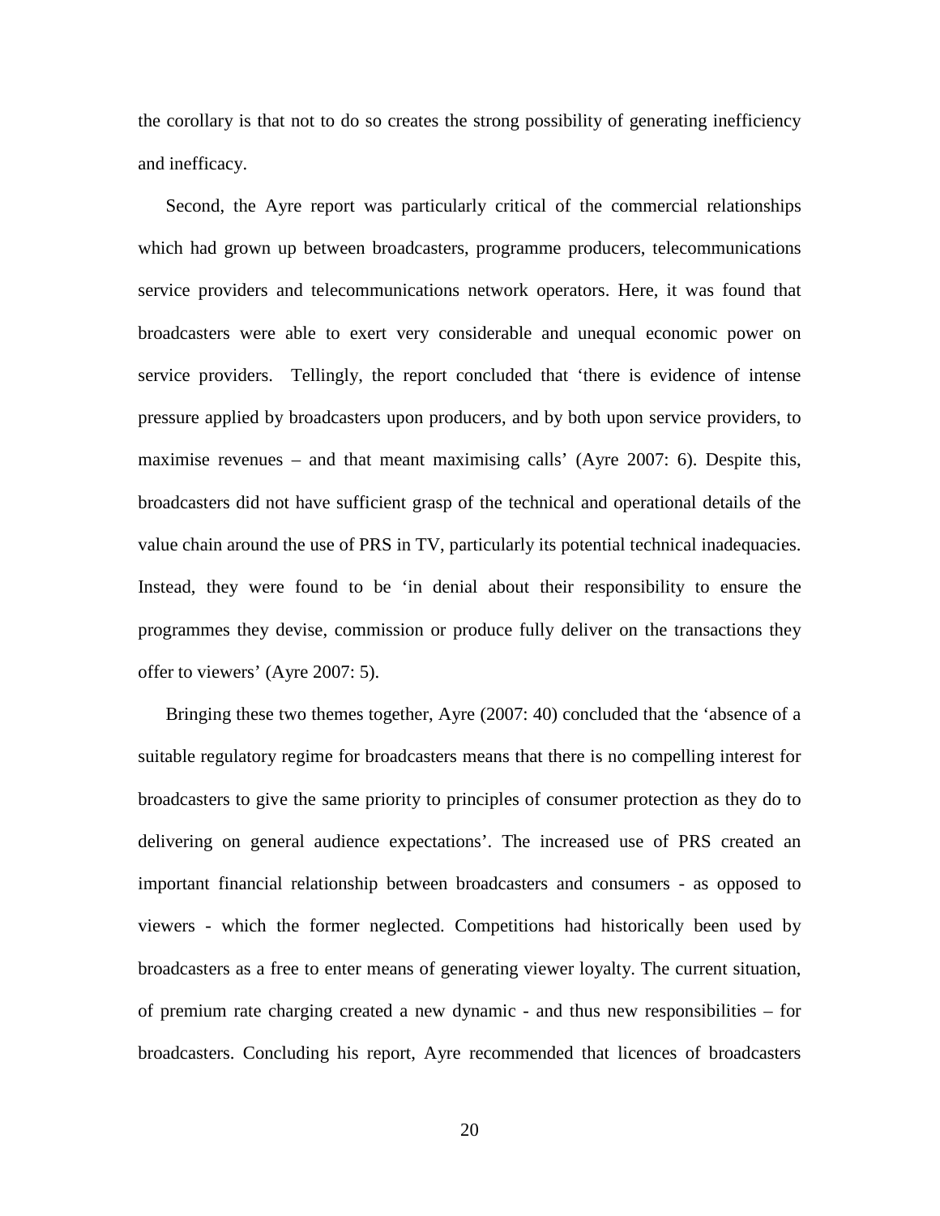the corollary is that not to do so creates the strong possibility of generating inefficiency and inefficacy.

Second, the Ayre report was particularly critical of the commercial relationships which had grown up between broadcasters, programme producers, telecommunications service providers and telecommunications network operators. Here, it was found that broadcasters were able to exert very considerable and unequal economic power on service providers. Tellingly, the report concluded that 'there is evidence of intense pressure applied by broadcasters upon producers, and by both upon service providers, to maximise revenues – and that meant maximising calls' (Ayre 2007: 6). Despite this, broadcasters did not have sufficient grasp of the technical and operational details of the value chain around the use of PRS in TV, particularly its potential technical inadequacies. Instead, they were found to be 'in denial about their responsibility to ensure the programmes they devise, commission or produce fully deliver on the transactions they offer to viewers' (Ayre 2007: 5).

Bringing these two themes together, Ayre (2007: 40) concluded that the 'absence of a suitable regulatory regime for broadcasters means that there is no compelling interest for broadcasters to give the same priority to principles of consumer protection as they do to delivering on general audience expectations'. The increased use of PRS created an important financial relationship between broadcasters and consumers - as opposed to viewers - which the former neglected. Competitions had historically been used by broadcasters as a free to enter means of generating viewer loyalty. The current situation, of premium rate charging created a new dynamic - and thus new responsibilities – for broadcasters. Concluding his report, Ayre recommended that licences of broadcasters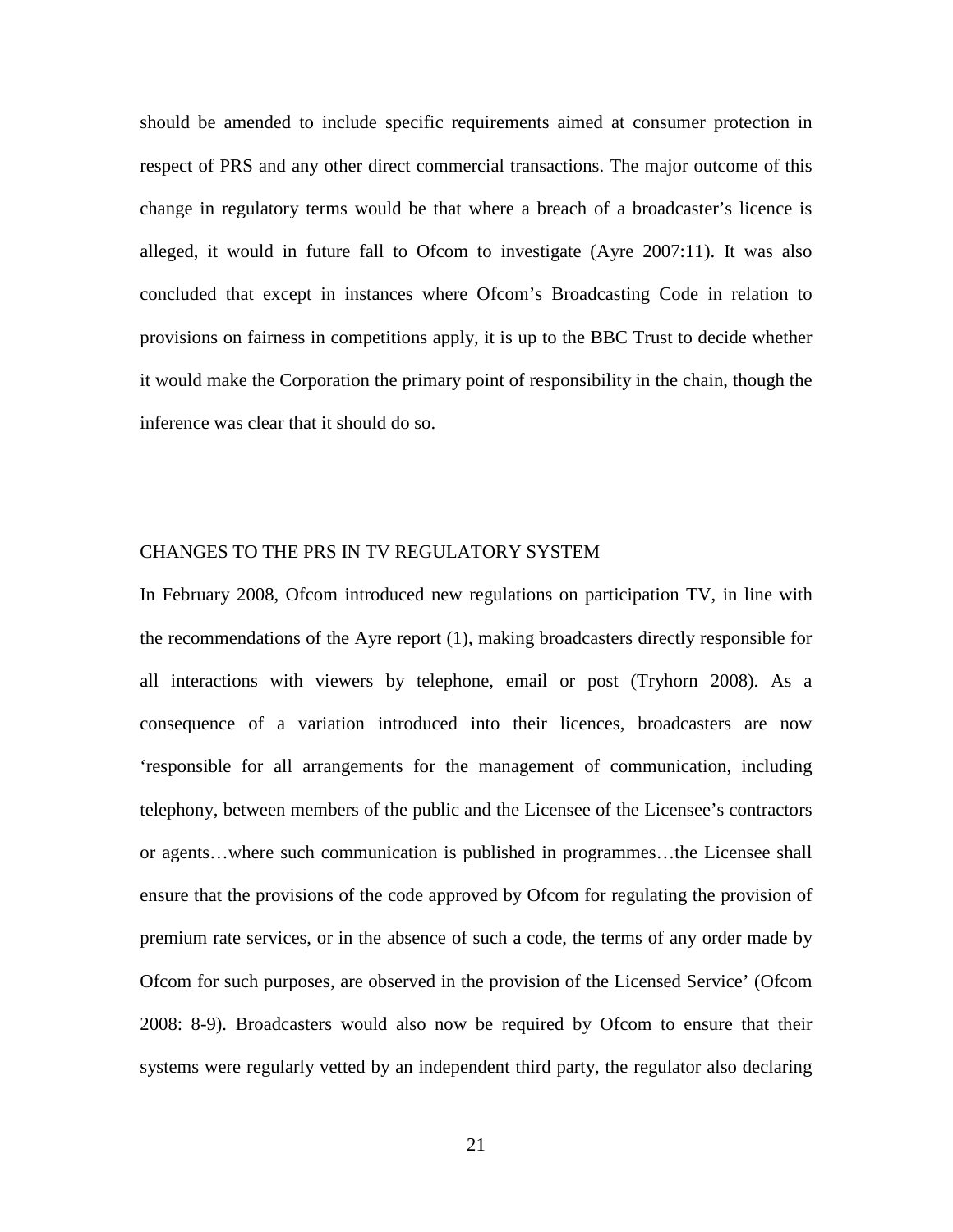should be amended to include specific requirements aimed at consumer protection in respect of PRS and any other direct commercial transactions. The major outcome of this change in regulatory terms would be that where a breach of a broadcaster's licence is alleged, it would in future fall to Ofcom to investigate (Ayre 2007:11). It was also concluded that except in instances where Ofcom's Broadcasting Code in relation to provisions on fairness in competitions apply, it is up to the BBC Trust to decide whether it would make the Corporation the primary point of responsibility in the chain, though the inference was clear that it should do so.

## CHANGES TO THE PRS IN TV REGULATORY SYSTEM

In February 2008, Ofcom introduced new regulations on participation TV, in line with the recommendations of the Ayre report (1), making broadcasters directly responsible for all interactions with viewers by telephone, email or post (Tryhorn 2008). As a consequence of a variation introduced into their licences, broadcasters are now 'responsible for all arrangements for the management of communication, including telephony, between members of the public and the Licensee of the Licensee's contractors or agents…where such communication is published in programmes…the Licensee shall ensure that the provisions of the code approved by Ofcom for regulating the provision of premium rate services, or in the absence of such a code, the terms of any order made by Ofcom for such purposes, are observed in the provision of the Licensed Service' (Ofcom 2008: 8-9). Broadcasters would also now be required by Ofcom to ensure that their systems were regularly vetted by an independent third party, the regulator also declaring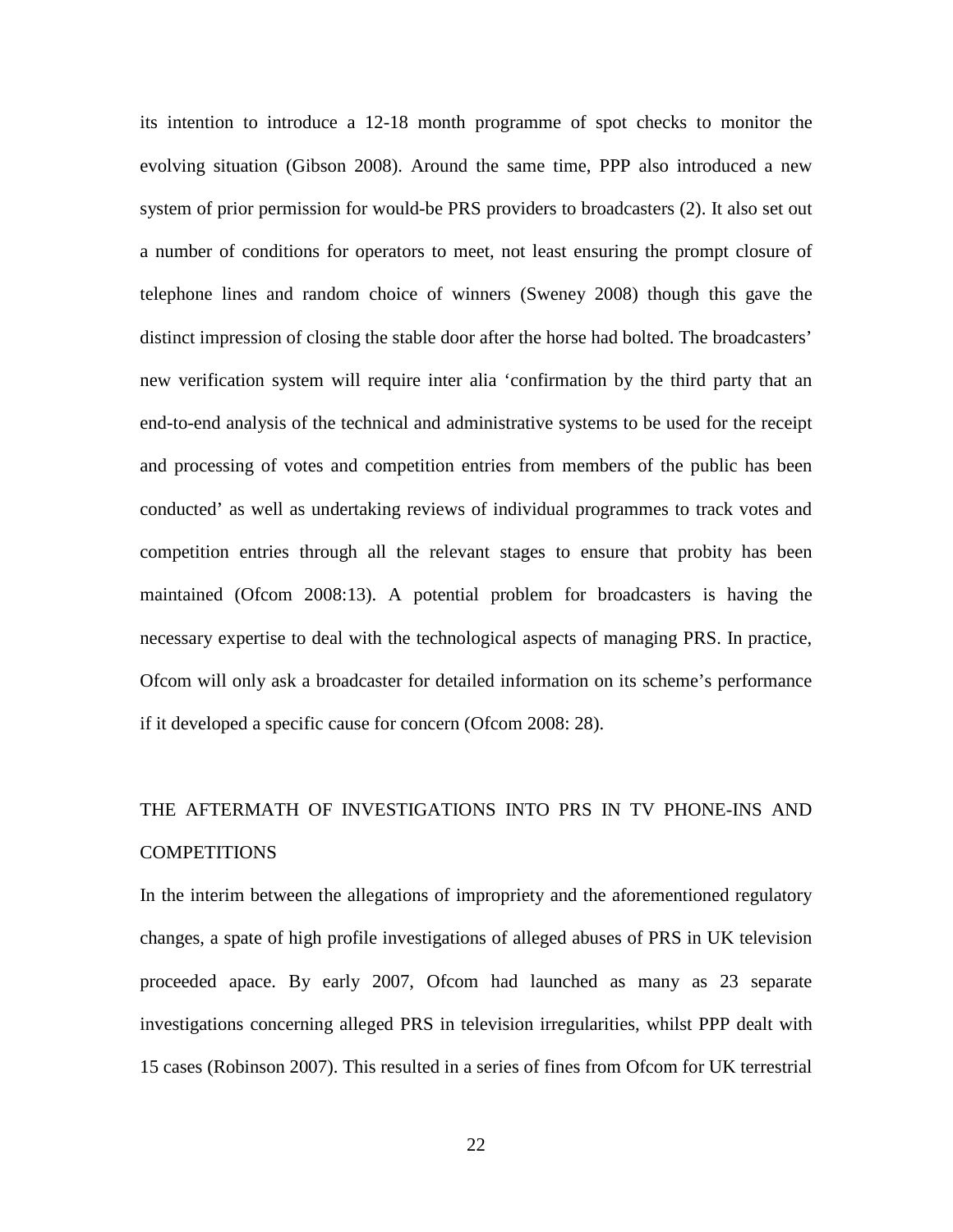its intention to introduce a 12-18 month programme of spot checks to monitor the evolving situation (Gibson 2008). Around the same time, PPP also introduced a new system of prior permission for would-be PRS providers to broadcasters (2). It also set out a number of conditions for operators to meet, not least ensuring the prompt closure of telephone lines and random choice of winners (Sweney 2008) though this gave the distinct impression of closing the stable door after the horse had bolted. The broadcasters' new verification system will require inter alia 'confirmation by the third party that an end-to-end analysis of the technical and administrative systems to be used for the receipt and processing of votes and competition entries from members of the public has been conducted' as well as undertaking reviews of individual programmes to track votes and competition entries through all the relevant stages to ensure that probity has been maintained (Ofcom 2008:13). A potential problem for broadcasters is having the necessary expertise to deal with the technological aspects of managing PRS. In practice, Ofcom will only ask a broadcaster for detailed information on its scheme's performance if it developed a specific cause for concern (Ofcom 2008: 28).

## THE AFTERMATH OF INVESTIGATIONS INTO PRS IN TV PHONE-INS AND COMPETITIONS

In the interim between the allegations of impropriety and the aforementioned regulatory changes, a spate of high profile investigations of alleged abuses of PRS in UK television proceeded apace. By early 2007, Ofcom had launched as many as 23 separate investigations concerning alleged PRS in television irregularities, whilst PPP dealt with 15 cases (Robinson 2007). This resulted in a series of fines from Ofcom for UK terrestrial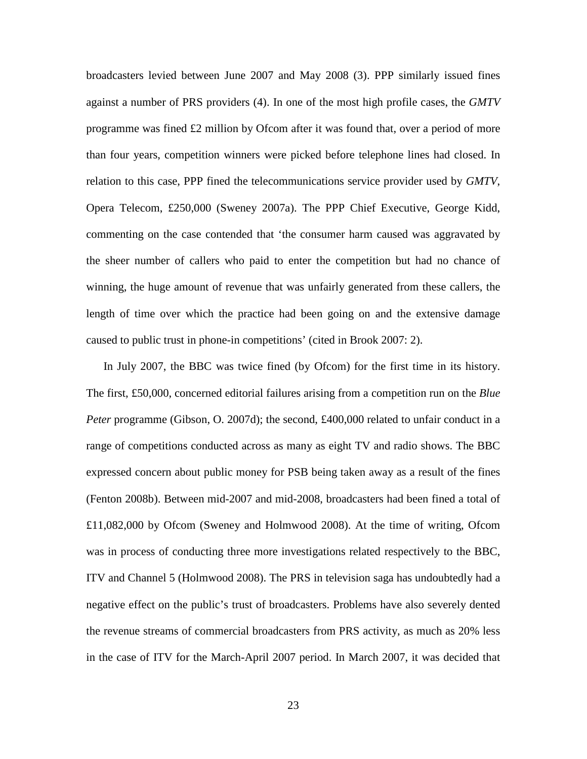broadcasters levied between June 2007 and May 2008 (3). PPP similarly issued fines against a number of PRS providers (4). In one of the most high profile cases, the *GMTV* programme was fined £2 million by Ofcom after it was found that, over a period of more than four years, competition winners were picked before telephone lines had closed. In relation to this case, PPP fined the telecommunications service provider used by *GMTV*, Opera Telecom, £250,000 (Sweney 2007a). The PPP Chief Executive, George Kidd, commenting on the case contended that 'the consumer harm caused was aggravated by the sheer number of callers who paid to enter the competition but had no chance of winning, the huge amount of revenue that was unfairly generated from these callers, the length of time over which the practice had been going on and the extensive damage caused to public trust in phone-in competitions' (cited in Brook 2007: 2).

In July 2007, the BBC was twice fined (by Ofcom) for the first time in its history. The first, £50,000, concerned editorial failures arising from a competition run on the *Blue Peter* programme (Gibson, O. 2007d); the second, £400,000 related to unfair conduct in a range of competitions conducted across as many as eight TV and radio shows. The BBC expressed concern about public money for PSB being taken away as a result of the fines (Fenton 2008b). Between mid-2007 and mid-2008, broadcasters had been fined a total of £11,082,000 by Ofcom (Sweney and Holmwood 2008). At the time of writing, Ofcom was in process of conducting three more investigations related respectively to the BBC, ITV and Channel 5 (Holmwood 2008). The PRS in television saga has undoubtedly had a negative effect on the public's trust of broadcasters. Problems have also severely dented the revenue streams of commercial broadcasters from PRS activity, as much as 20% less in the case of ITV for the March-April 2007 period. In March 2007, it was decided that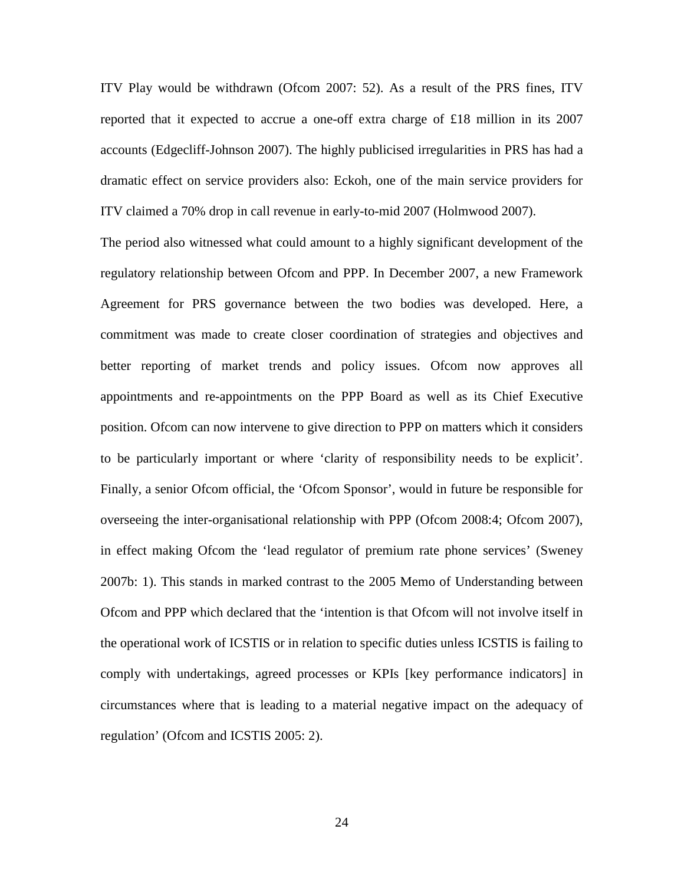ITV Play would be withdrawn (Ofcom 2007: 52). As a result of the PRS fines, ITV reported that it expected to accrue a one-off extra charge of £18 million in its 2007 accounts (Edgecliff-Johnson 2007). The highly publicised irregularities in PRS has had a dramatic effect on service providers also: Eckoh, one of the main service providers for ITV claimed a 70% drop in call revenue in early-to-mid 2007 (Holmwood 2007).

The period also witnessed what could amount to a highly significant development of the regulatory relationship between Ofcom and PPP. In December 2007, a new Framework Agreement for PRS governance between the two bodies was developed. Here, a commitment was made to create closer coordination of strategies and objectives and better reporting of market trends and policy issues. Ofcom now approves all appointments and re-appointments on the PPP Board as well as its Chief Executive position. Ofcom can now intervene to give direction to PPP on matters which it considers to be particularly important or where 'clarity of responsibility needs to be explicit'. Finally, a senior Ofcom official, the 'Ofcom Sponsor', would in future be responsible for overseeing the inter-organisational relationship with PPP (Ofcom 2008:4; Ofcom 2007), in effect making Ofcom the 'lead regulator of premium rate phone services' (Sweney 2007b: 1). This stands in marked contrast to the 2005 Memo of Understanding between Ofcom and PPP which declared that the 'intention is that Ofcom will not involve itself in the operational work of ICSTIS or in relation to specific duties unless ICSTIS is failing to comply with undertakings, agreed processes or KPIs [key performance indicators] in circumstances where that is leading to a material negative impact on the adequacy of regulation' (Ofcom and ICSTIS 2005: 2).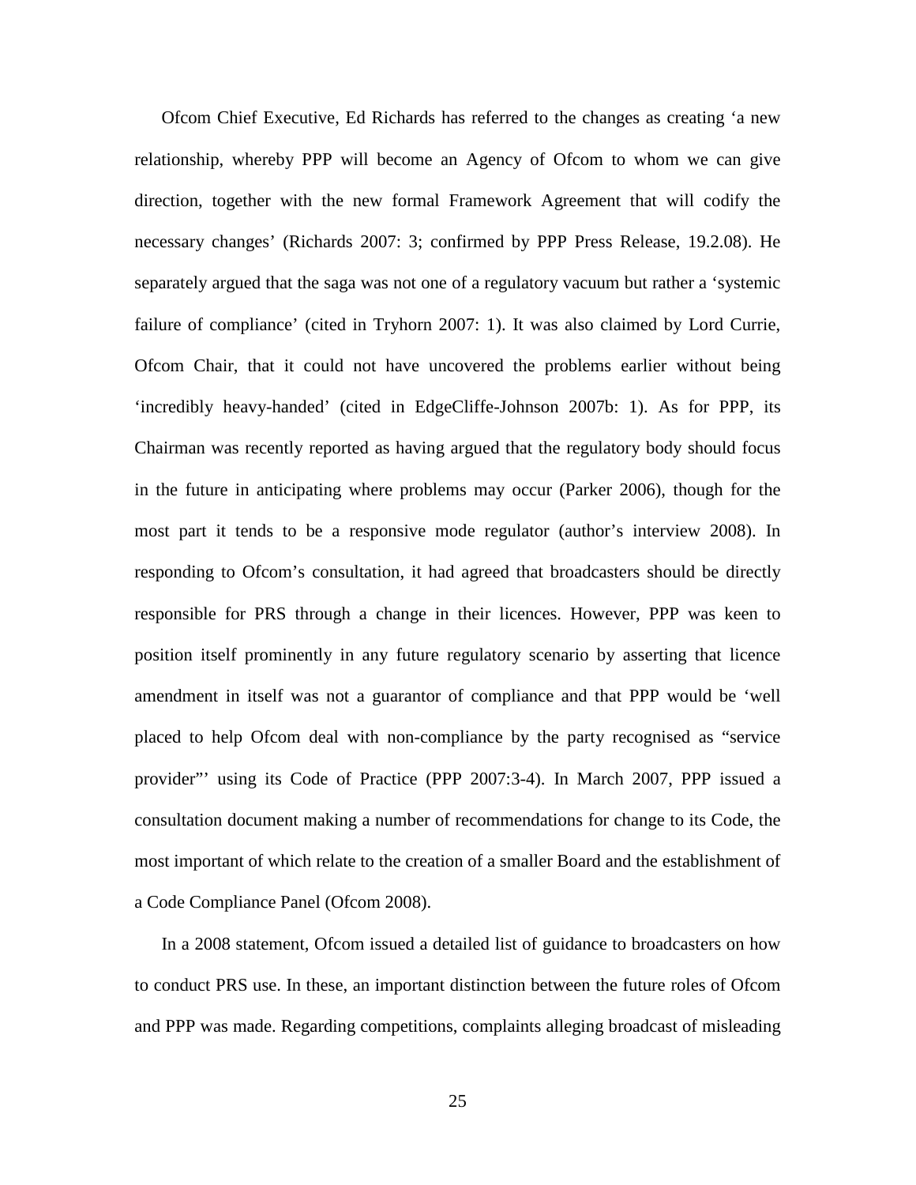Ofcom Chief Executive, Ed Richards has referred to the changes as creating 'a new relationship, whereby PPP will become an Agency of Ofcom to whom we can give direction, together with the new formal Framework Agreement that will codify the necessary changes' (Richards 2007: 3; confirmed by PPP Press Release, 19.2.08). He separately argued that the saga was not one of a regulatory vacuum but rather a 'systemic failure of compliance' (cited in Tryhorn 2007: 1). It was also claimed by Lord Currie, Ofcom Chair, that it could not have uncovered the problems earlier without being 'incredibly heavy-handed' (cited in EdgeCliffe-Johnson 2007b: 1). As for PPP, its Chairman was recently reported as having argued that the regulatory body should focus in the future in anticipating where problems may occur (Parker 2006), though for the most part it tends to be a responsive mode regulator (author's interview 2008). In responding to Ofcom's consultation, it had agreed that broadcasters should be directly responsible for PRS through a change in their licences. However, PPP was keen to position itself prominently in any future regulatory scenario by asserting that licence amendment in itself was not a guarantor of compliance and that PPP would be 'well placed to help Ofcom deal with non-compliance by the party recognised as "service provider"' using its Code of Practice (PPP 2007:3-4). In March 2007, PPP issued a consultation document making a number of recommendations for change to its Code, the most important of which relate to the creation of a smaller Board and the establishment of a Code Compliance Panel (Ofcom 2008).

In a 2008 statement, Ofcom issued a detailed list of guidance to broadcasters on how to conduct PRS use. In these, an important distinction between the future roles of Ofcom and PPP was made. Regarding competitions, complaints alleging broadcast of misleading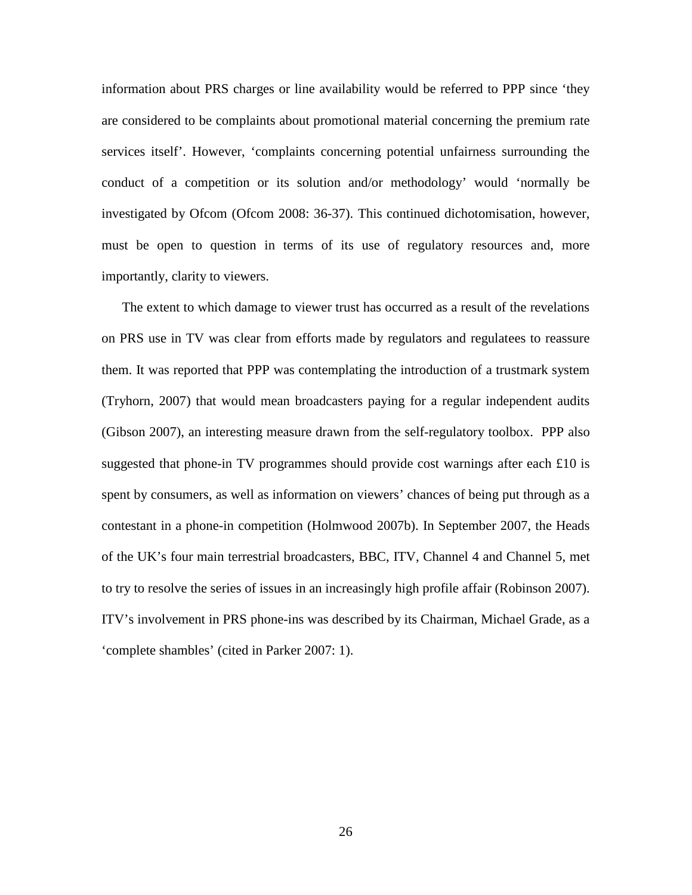information about PRS charges or line availability would be referred to PPP since ‘they are considered to be complaints about promotional material concerning the premium rate services itself’. However, ‘complaints concerning potential unfairness surrounding the conduct of a competition or its solution and/or methodology’ would ‘normally be investigated by Ofcom (Ofcom 2008: 36-37). This continued dichotomisation, however, must be open to question in terms of its use of regulatory resources and, more importantly, clarity to viewers.

The extent to which damage to viewer trust has occurred as a result of the revelations on PRS use in TV was clear from efforts made by regulators and regulatees to reassure them. It was reported that PPP was contemplating the introduction of a trustmark system (Tryhorn, 2007) that would mean broadcasters paying for a regular independent audits (Gibson 2007), an interesting measure drawn from the self-regulatory toolbox. PPP also suggested that phone-in TV programmes should provide cost warnings after each £10 is spent by consumers, as well as information on viewers’ chances of being put through as a contestant in a phone-in competition (Holmwood 2007b). In September 2007, the Heads of the UK’s four main terrestrial broadcasters, BBC, ITV, Channel 4 and Channel 5, met to try to resolve the series of issues in an increasingly high profile affair (Robinson 2007). ITV’s involvement in PRS phone-ins was described by its Chairman, Michael Grade, as a ‘complete shambles’ (cited in Parker 2007: 1).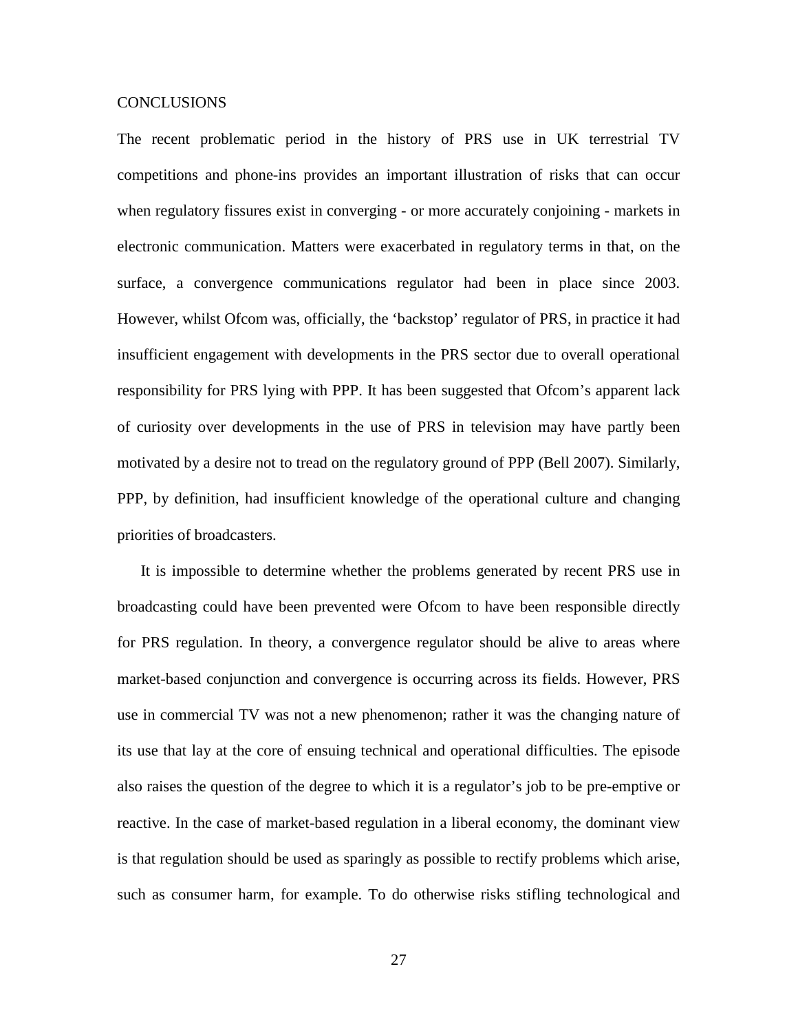## CONCLUSIONS

The recent problematic period in the history of PRS use in UK terrestrial TV competitions and phone-ins provides an important illustration of risks that can occur when regulatory fissures exist in converging - or more accurately conjoining - markets in electronic communication. Matters were exacerbated in regulatory terms in that, on the surface, a convergence communications regulator had been in place since 2003. However, whilst Ofcom was, officially, the 'backstop' regulator of PRS, in practice it had insufficient engagement with developments in the PRS sector due to overall operational responsibility for PRS lying with PPP. It has been suggested that Ofcom's apparent lack of curiosity over developments in the use of PRS in television may have partly been motivated by a desire not to tread on the regulatory ground of PPP (Bell 2007). Similarly, PPP, by definition, had insufficient knowledge of the operational culture and changing priorities of broadcasters.

It is impossible to determine whether the problems generated by recent PRS use in broadcasting could have been prevented were Ofcom to have been responsible directly for PRS regulation. In theory, a convergence regulator should be alive to areas where market-based conjunction and convergence is occurring across its fields. However, PRS use in commercial TV was not a new phenomenon; rather it was the changing nature of its use that lay at the core of ensuing technical and operational difficulties. The episode also raises the question of the degree to which it is a regulator's job to be pre-emptive or reactive. In the case of market-based regulation in a liberal economy, the dominant view is that regulation should be used as sparingly as possible to rectify problems which arise, such as consumer harm, for example. To do otherwise risks stifling technological and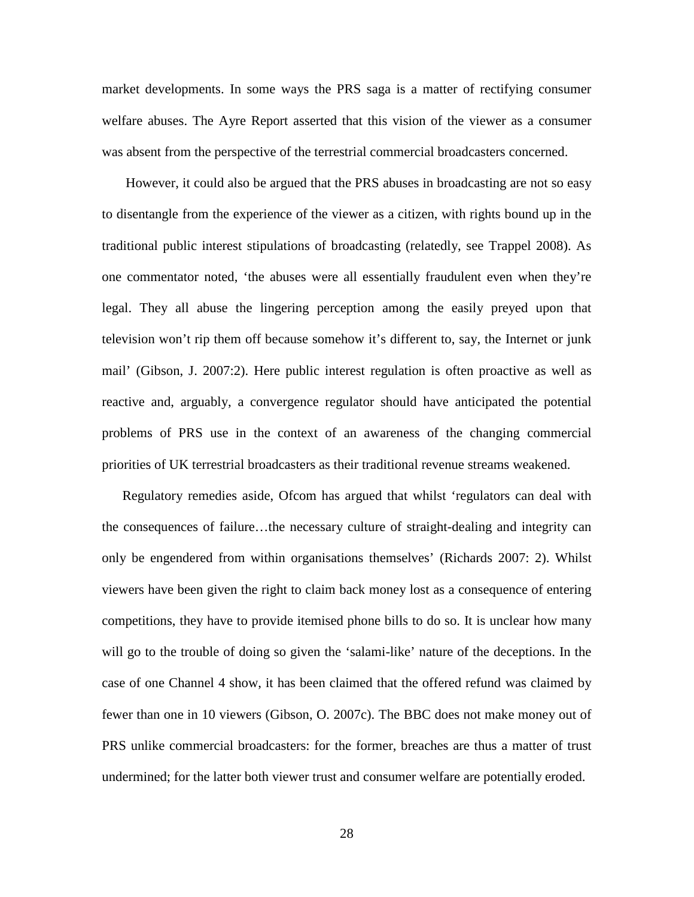market developments. In some ways the PRS saga is a matter of rectifying consumer welfare abuses. The Ayre Report asserted that this vision of the viewer as a consumer was absent from the perspective of the terrestrial commercial broadcasters concerned.

However, it could also be argued that the PRS abuses in broadcasting are not so easy to disentangle from the experience of the viewer as a citizen, with rights bound up in the traditional public interest stipulations of broadcasting (relatedly, see Trappel 2008). As one commentator noted, 'the abuses were all essentially fraudulent even when they're legal. They all abuse the lingering perception among the easily preyed upon that television won't rip them off because somehow it's different to, say, the Internet or junk mail' (Gibson, J. 2007:2). Here public interest regulation is often proactive as well as reactive and, arguably, a convergence regulator should have anticipated the potential problems of PRS use in the context of an awareness of the changing commercial priorities of UK terrestrial broadcasters as their traditional revenue streams weakened.

Regulatory remedies aside, Ofcom has argued that whilst 'regulators can deal with the consequences of failure…the necessary culture of straight-dealing and integrity can only be engendered from within organisations themselves' (Richards 2007: 2). Whilst viewers have been given the right to claim back money lost as a consequence of entering competitions, they have to provide itemised phone bills to do so. It is unclear how many will go to the trouble of doing so given the 'salami-like' nature of the deceptions. In the case of one Channel 4 show, it has been claimed that the offered refund was claimed by fewer than one in 10 viewers (Gibson, O. 2007c). The BBC does not make money out of PRS unlike commercial broadcasters: for the former, breaches are thus a matter of trust undermined; for the latter both viewer trust and consumer welfare are potentially eroded.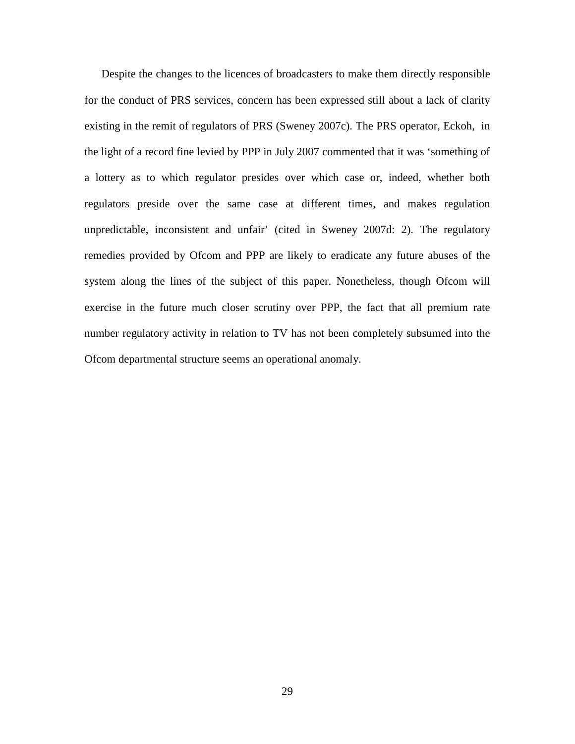Despite the changes to the licences of broadcasters to make them directly responsible for the conduct of PRS services, concern has been expressed still about a lack of clarity existing in the remit of regulators of PRS (Sweney 2007c). The PRS operator, Eckoh, in the light of a record fine levied by PPP in July 2007 commented that it was 'something of a lottery as to which regulator presides over which case or, indeed, whether both regulators preside over the same case at different times, and makes regulation unpredictable, inconsistent and unfair' (cited in Sweney 2007d: 2). The regulatory remedies provided by Ofcom and PPP are likely to eradicate any future abuses of the system along the lines of the subject of this paper. Nonetheless, though Ofcom will exercise in the future much closer scrutiny over PPP, the fact that all premium rate number regulatory activity in relation to TV has not been completely subsumed into the Ofcom departmental structure seems an operational anomaly.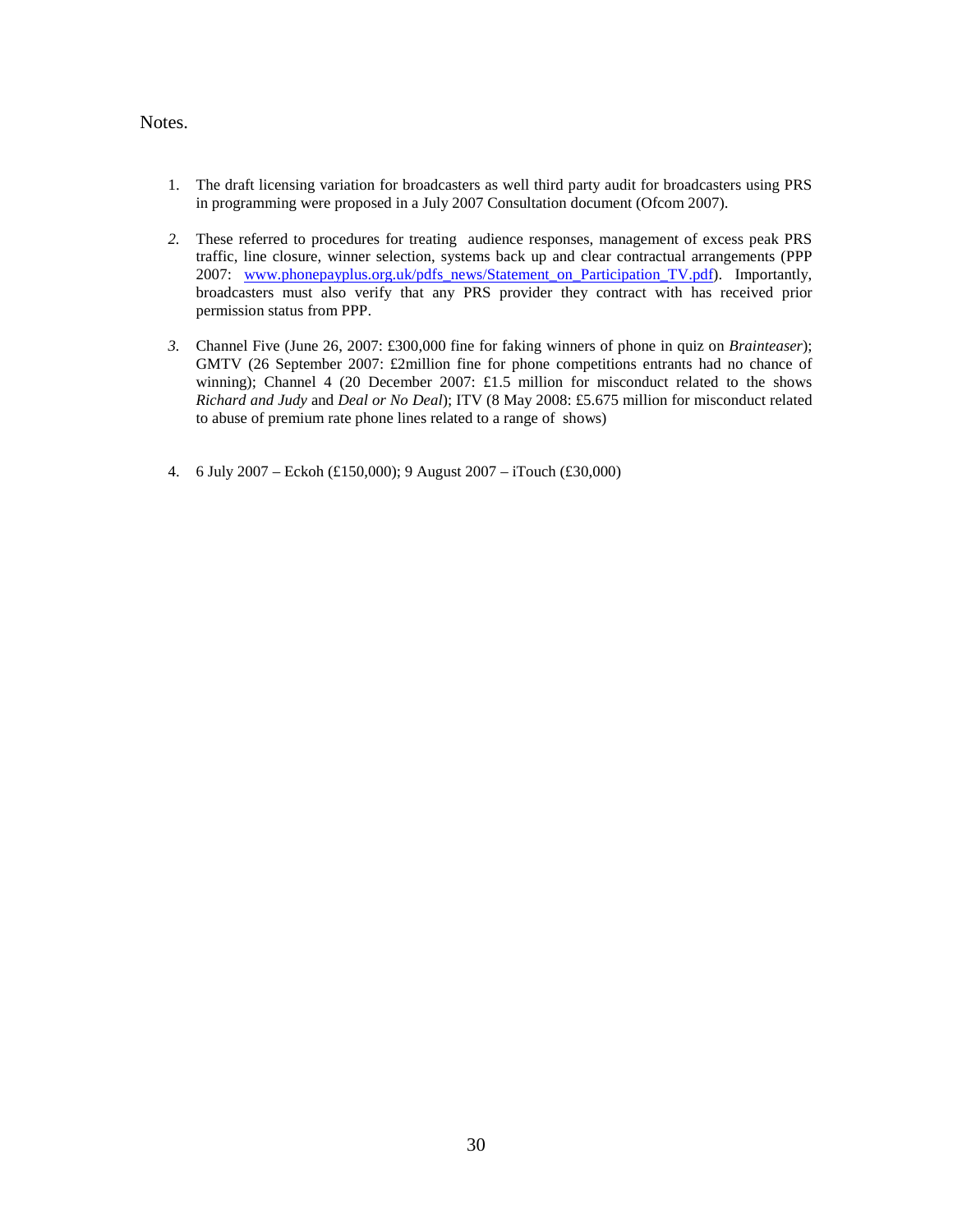Notes.

1. The draft licensing variation for broadcasters as well third party audit for broadcasters using PRS in programming were proposed in a July 2007 Consultation document (Ofcom 2007).

2. These referred to procedures for treating audience responses, management of excess peak PRS traffic, line closure, winner selection, systems back up and clear contractual arrangements (PPP 2007: [www.phonepayplus.org.uk/pdfs_news/Statement_on_Participation_TV.pdf](www.phonepayplus.org.uk/pdfs_news/Statement_on_Participation_TV.pdf)). Importantly, broadcasters must also verify that any PRS provider they contract with has received prior permission status from PPP.

3. Channel Five (June 26, 2007: £300,000 fine for faking winners of phone in quiz on *Brainteaser*); GMTV (26 September 2007: £2million fine for phone competitions entrants had no chance of winning); Channel 4 (20 December 2007: £1.5 million for misconduct related to the shows *Richard and Judy* and *Deal or No Deal*); ITV (8 May 2008: £5.675 million for misconduct related to abuse of premium rate phone lines related to a range of shows)

4. 6 July 2007 – Eckoh (£150,000); 9 August 2007 – iTouch (£30,000)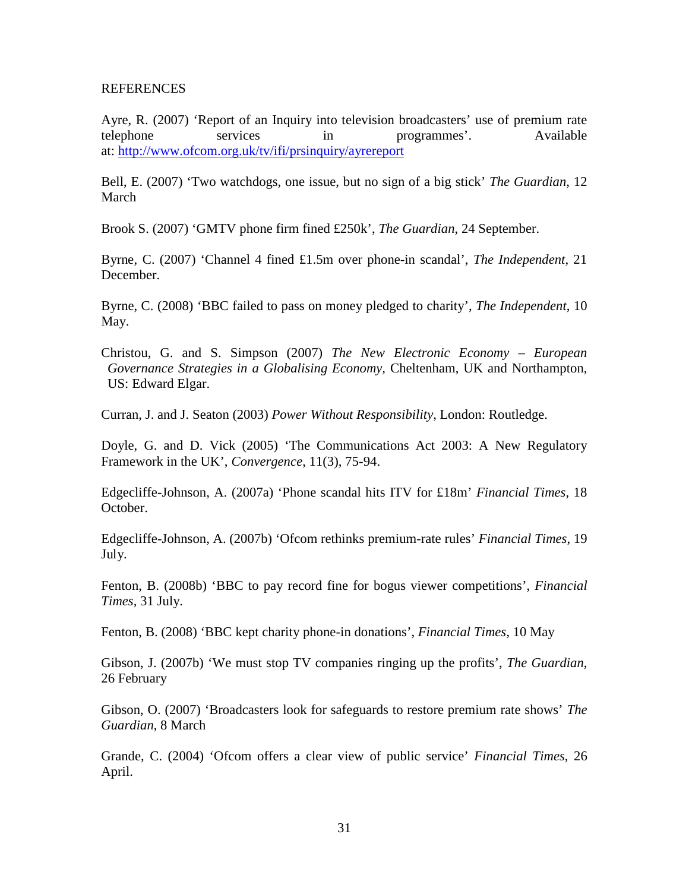REFERENCES

Ayre, R. (2007) 'Report of an Inquiry into television broadcasters' use of premium rate telephone services in programmes'. Available at: http://www.ofcom.org.uk/tv/ifi/prsinquiry/ayrereport

Bell, E. (2007) 'Two watchdogs, one issue, but no sign of a big stick' *The Guardian*, 12 March

Brook S. (2007) 'GMTV phone firm fined £250k', *The Guardian*, 24 September.

Byrne, C. (2007) 'Channel 4 fined £1.5m over phone-in scandal', *The Independent*, 21 December.

Byrne, C. (2008) 'BBC failed to pass on money pledged to charity', *The Independent*, 10 May.

Christou, G. and S. Simpson (2007) *The New Electronic Economy – European Governance Strategies in a Globalising Economy*, Cheltenham, UK and Northampton, US: Edward Elgar.

Curran, J. and J. Seaton (2003) *Power Without Responsibility*, London: Routledge.

Doyle, G. and D. Vick (2005) 'The Communications Act 2003: A New Regulatory Framework in the UK', *Convergence*, 11(3), 75-94.

Edgecliffe-Johnson, A. (2007a) 'Phone scandal hits ITV for £18m' *Financial Times*, 18 October.

Edgecliffe-Johnson, A. (2007b) 'Ofcom rethinks premium-rate rules' *Financial Times*, 19 July.

Fenton, B. (2008b) 'BBC to pay record fine for bogus viewer competitions', *Financial Times*, 31 July.

Fenton, B. (2008) 'BBC kept charity phone-in donations', *Financial Times*, 10 May

Gibson, J. (2007b) 'We must stop TV companies ringing up the profits', *The Guardian*, 26 February

Gibson, O. (2007) 'Broadcasters look for safeguards to restore premium rate shows' *The Guardian*, 8 March

Grande, C. (2004) 'Ofcom offers a clear view of public service' *Financial Times*, 26 April.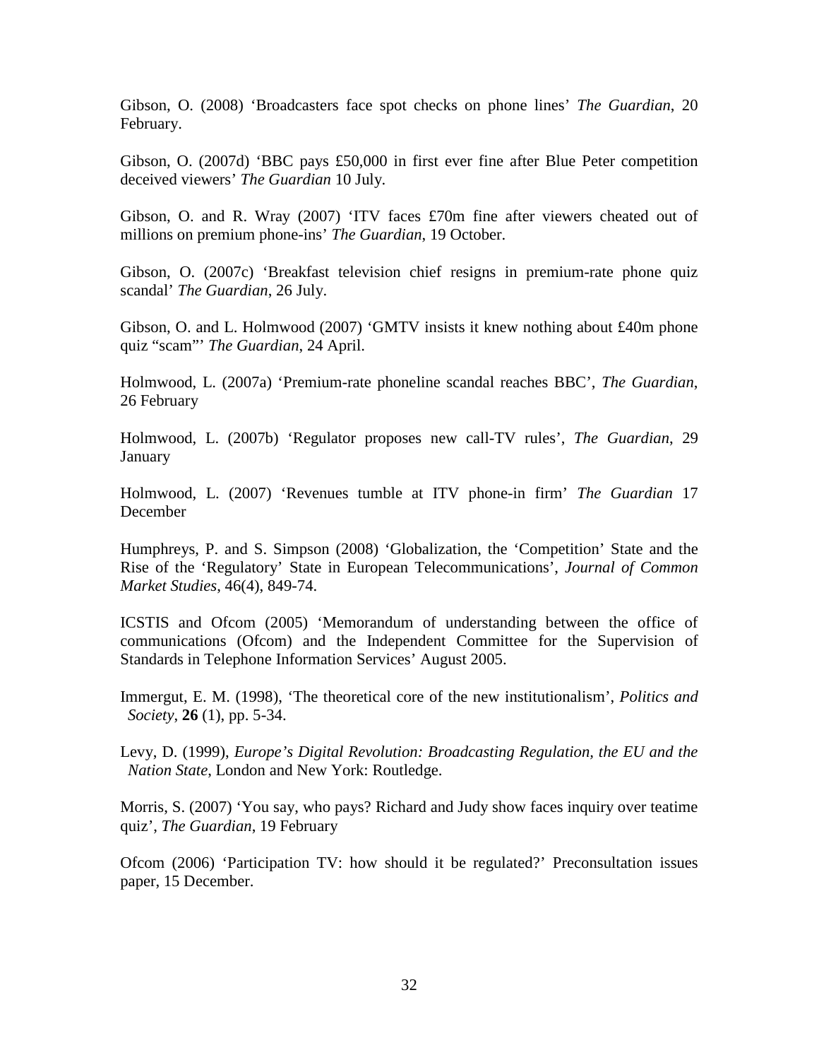Gibson, O. (2008) ‘Broadcasters face spot checks on phone lines’ *The Guardian*, 20 February.

Gibson, O. (2007d) ‘BBC pays £50,000 in first ever fine after Blue Peter competition deceived viewers’ *The Guardian* 10 July.

Gibson, O. and R. Wray (2007) ‘ITV faces £70m fine after viewers cheated out of millions on premium phone-ins’ *The Guardian*, 19 October.

Gibson, O. (2007c) ‘Breakfast television chief resigns in premium-rate phone quiz scandal’ *The Guardian*, 26 July.

Gibson, O. and L. Holmwood (2007) ‘GMTV insists it knew nothing about £40m phone quiz “scam”’ *The Guardian*, 24 April.

Holmwood, L. (2007a) ‘Premium-rate phoneline scandal reaches BBC’, *The Guardian*, 26 February

Holmwood, L. (2007b) ‘Regulator proposes new call-TV rules’, *The Guardian*, 29 January

Holmwood, L. (2007) ‘Revenues tumble at ITV phone-in firm’ *The Guardian* 17 December

Humphreys, P. and S. Simpson (2008) ‘Globalization, the ‘Competition’ State and the Rise of the ‘Regulatory’ State in European Telecommunications’, *Journal of Common Market Studies*, 46(4), 849-74.

ICSTIS and Ofcom (2005) ‘Memorandum of understanding between the office of communications (Ofcom) and the Independent Committee for the Supervision of Standards in Telephone Information Services’ August 2005.

Immergut, E. M. (1998), ‘The theoretical core of the new institutionalism’, *Politics and Society*, **26** (1), pp. 5-34.

Levy, D. (1999), *Europe’s Digital Revolution: Broadcasting Regulation, the EU and the Nation State*, London and New York: Routledge.

Morris, S. (2007) ‘You say, who pays? Richard and Judy show faces inquiry over teatime quiz’, *The Guardian*, 19 February

Ofcom (2006) ‘Participation TV: how should it be regulated?’ Preconsultation issues paper, 15 December.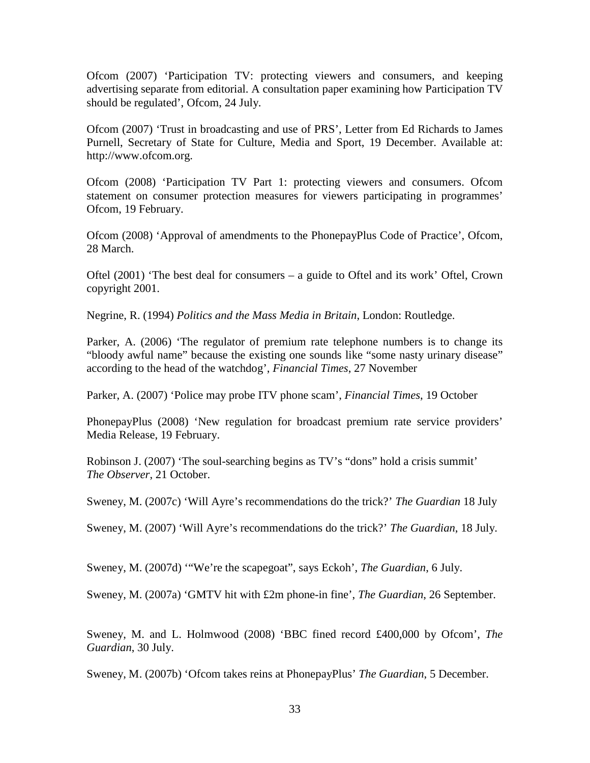Ofcom (2007) 'Participation TV: protecting viewers and consumers, and keeping advertising separate from editorial. A consultation paper examining how Participation TV should be regulated', Ofcom, 24 July.

Ofcom (2007) 'Trust in broadcasting and use of PRS', Letter from Ed Richards to James Purnell, Secretary of State for Culture, Media and Sport, 19 December. Available at: http://www.ofcom.org.

Ofcom (2008) 'Participation TV Part 1: protecting viewers and consumers. Ofcom statement on consumer protection measures for viewers participating in programmes' Ofcom, 19 February.

Ofcom (2008) 'Approval of amendments to the PhonepayPlus Code of Practice', Ofcom, 28 March.

Oftel (2001) 'The best deal for consumers – a guide to Oftel and its work' Oftel, Crown copyright 2001.

Negrine, R. (1994) *Politics and the Mass Media in Britain*, London: Routledge.

Parker, A. (2006) 'The regulator of premium rate telephone numbers is to change its "bloody awful name" because the existing one sounds like "some nasty urinary disease" according to the head of the watchdog', *Financial Times*, 27 November

Parker, A. (2007) 'Police may probe ITV phone scam', *Financial Times*, 19 October

PhonepayPlus (2008) 'New regulation for broadcast premium rate service providers' Media Release, 19 February.

Robinson J. (2007) 'The soul-searching begins as TV's "dons" hold a crisis summit' *The Observer*, 21 October.

Sweney, M. (2007c) 'Will Ayre's recommendations do the trick?' *The Guardian* 18 July

Sweney, M. (2007) 'Will Ayre's recommendations do the trick?' *The Guardian*, 18 July.

Sweney, M. (2007d) '"We're the scapegoat", says Eckoh', *The Guardian*, 6 July.

Sweney, M. (2007a) 'GMTV hit with £2m phone-in fine', *The Guardian*, 26 September.

Sweney, M. and L. Holmwood (2008) 'BBC fined record £400,000 by Ofcom', *The Guardian*, 30 July.

Sweney, M. (2007b) 'Ofcom takes reins at PhonepayPlus' *The Guardian*, 5 December.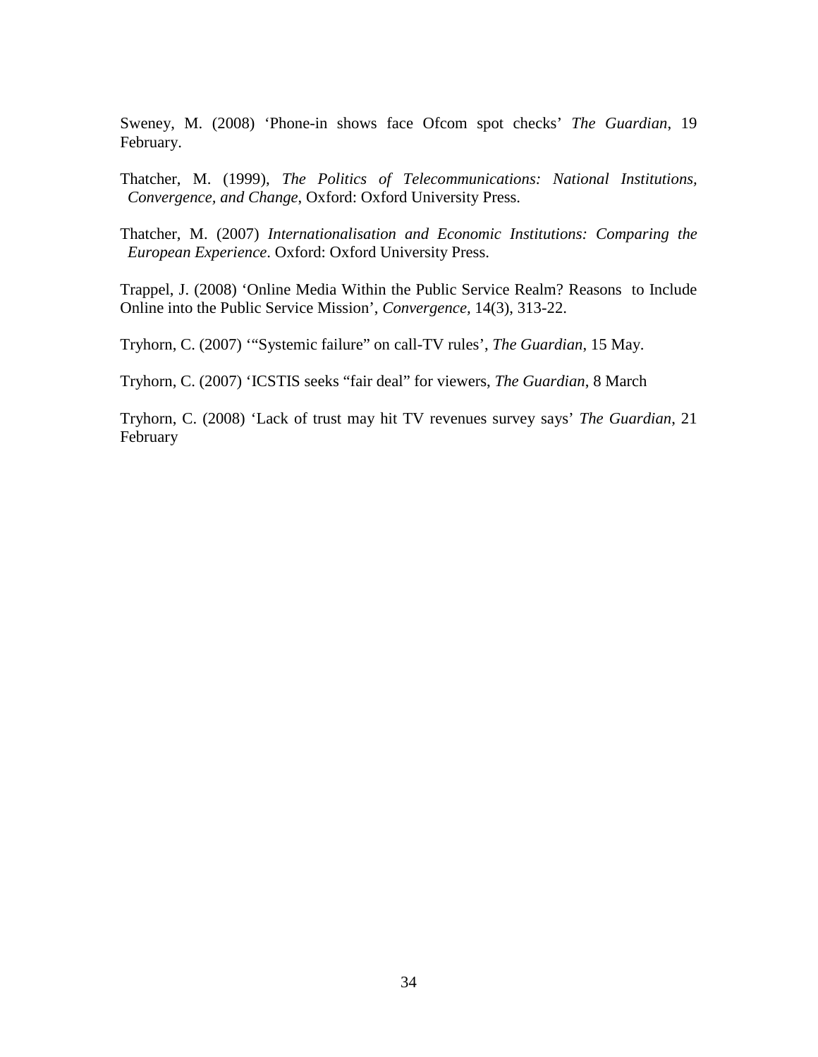Sweney, M. (2008) 'Phone-in shows face Ofcom spot checks' *The Guardian*, 19 February.

Thatcher, M. (1999), *The Politics of Telecommunications: National Institutions, Convergence, and Change*, Oxford: Oxford University Press.

Thatcher, M. (2007) *Internationalisation and Economic Institutions: Comparing the European Experience*. Oxford: Oxford University Press.

Trappel, J. (2008) 'Online Media Within the Public Service Realm? Reasons to Include Online into the Public Service Mission', *Convergence,* 14(3), 313-22.

Tryhorn, C. (2007) '"Systemic failure" on call-TV rules', *The Guardian*, 15 May.

Tryhorn, C. (2007) 'ICSTIS seeks "fair deal" for viewers, *The Guardian*, 8 March

Tryhorn, C. (2008) 'Lack of trust may hit TV revenues survey says' *The Guardian*, 21 February